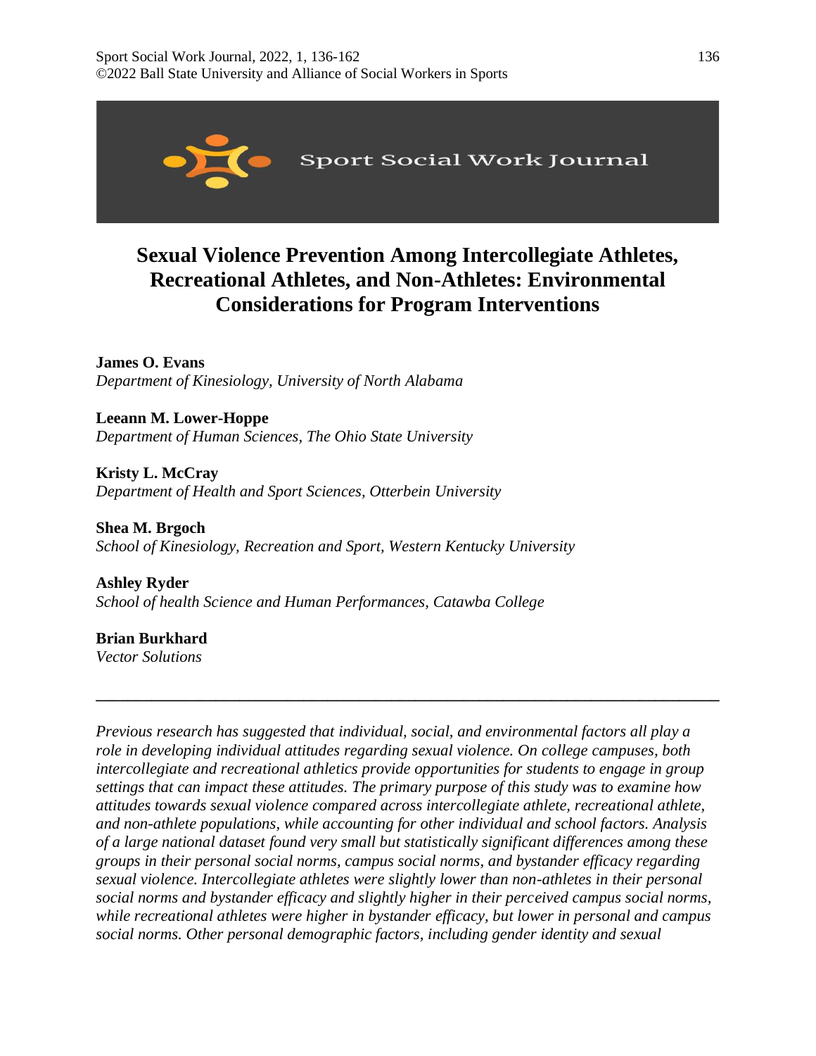# Sexual Violence Prevention Among Intercollegiate Athletes, Recreational Athletes, and Non-Athletes: Environmental Considerations for Program Interventions

**James O. Evans**
*Department of Kinesiology, University of North Alabama*

**Leeann M. Lower-Hoppe**
*Department of Human Sciences, The Ohio State University*

**Kristy L. McCray**
*Department of Health and Sport Sciences, Otterbein University*

**Shea M. Brgoch**
*School of Kinesiology, Recreation and Sport, Western Kentucky University*

**Ashley Ryder**
*School of health Science and Human Performances, Catawba College*

**Brian Burkhard**
*Vector Solutions*

---

*Previous research has suggested that individual, social, and environmental factors all play a role in developing individual attitudes regarding sexual violence. On college campuses, both intercollegiate and recreational athletics provide opportunities for students to engage in group settings that can impact these attitudes. The primary purpose of this study was to examine how attitudes towards sexual violence compared across intercollegiate athlete, recreational athlete, and non-athlete populations, while accounting for other individual and school factors. Analysis of a large national dataset found very small but statistically significant differences among these groups in their personal social norms, campus social norms, and bystander efficacy regarding sexual violence. Intercollegiate athletes were slightly lower than non-athletes in their personal social norms and bystander efficacy and slightly higher in their perceived campus social norms, while recreational athletes were higher in bystander efficacy, but lower in personal and campus social norms. Other personal demographic factors, including gender identity and sexual*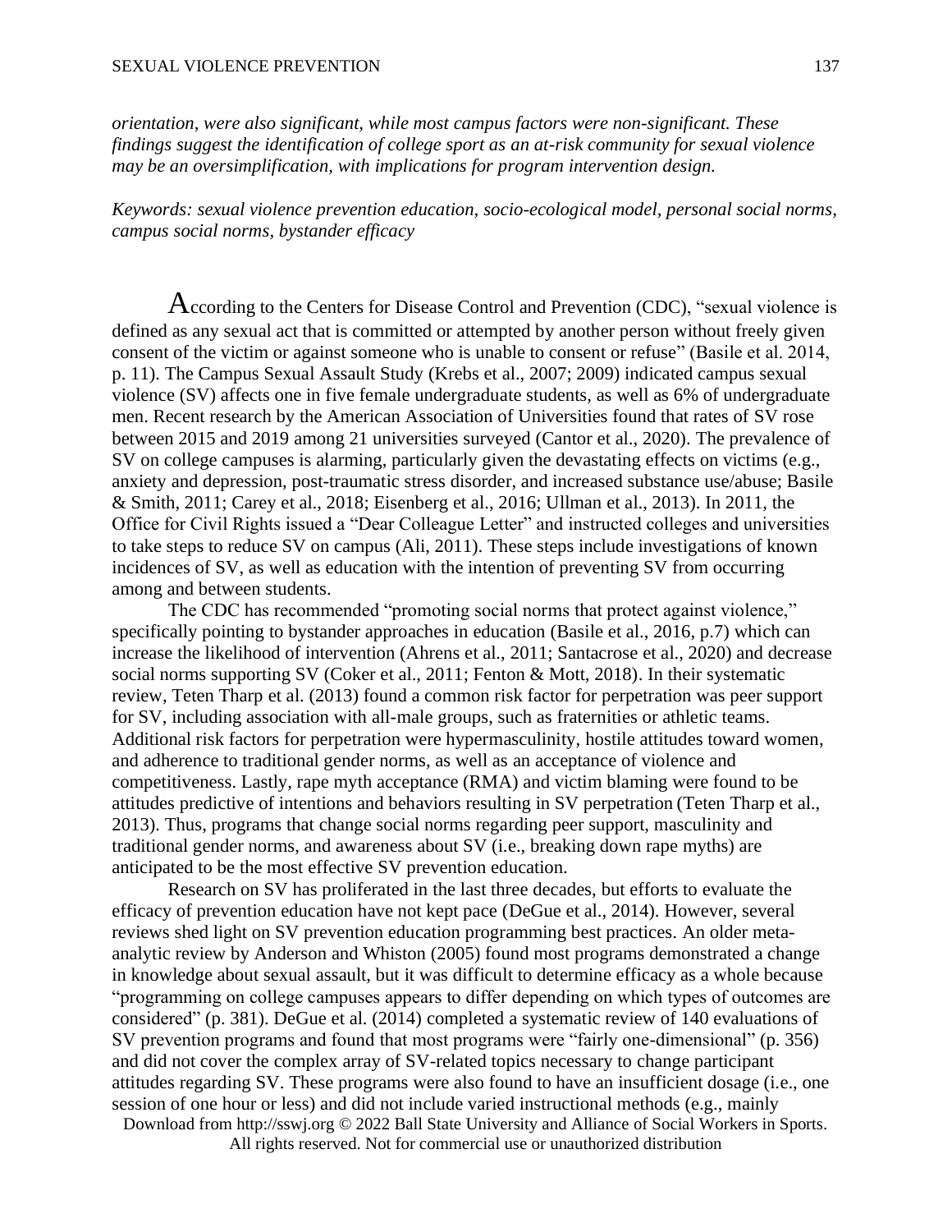*orientation, were also significant, while most campus factors were non-significant. These findings suggest the identification of college sport as an at-risk community for sexual violence may be an oversimplification, with implications for program intervention design.*

*Keywords: sexual violence prevention education, socio-ecological model, personal social norms, campus social norms, bystander efficacy*

According to the Centers for Disease Control and Prevention (CDC), "sexual violence is defined as any sexual act that is committed or attempted by another person without freely given consent of the victim or against someone who is unable to consent or refuse" (Basile et al. 2014, p. 11). The Campus Sexual Assault Study (Krebs et al., 2007; 2009) indicated campus sexual violence (SV) affects one in five female undergraduate students, as well as 6% of undergraduate men. Recent research by the American Association of Universities found that rates of SV rose between 2015 and 2019 among 21 universities surveyed (Cantor et al., 2020). The prevalence of SV on college campuses is alarming, particularly given the devastating effects on victims (e.g., anxiety and depression, post-traumatic stress disorder, and increased substance use/abuse; Basile & Smith, 2011; Carey et al., 2018; Eisenberg et al., 2016; Ullman et al., 2013). In 2011, the Office for Civil Rights issued a "Dear Colleague Letter" and instructed colleges and universities to take steps to reduce SV on campus (Ali, 2011). These steps include investigations of known incidences of SV, as well as education with the intention of preventing SV from occurring among and between students.

The CDC has recommended "promoting social norms that protect against violence," specifically pointing to bystander approaches in education (Basile et al., 2016, p.7) which can increase the likelihood of intervention (Ahrens et al., 2011; Santacrose et al., 2020) and decrease social norms supporting SV (Coker et al., 2011; Fenton & Mott, 2018). In their systematic review, Teten Tharp et al. (2013) found a common risk factor for perpetration was peer support for SV, including association with all-male groups, such as fraternities or athletic teams. Additional risk factors for perpetration were hypermasculinity, hostile attitudes toward women, and adherence to traditional gender norms, as well as an acceptance of violence and competitiveness. Lastly, rape myth acceptance (RMA) and victim blaming were found to be attitudes predictive of intentions and behaviors resulting in SV perpetration (Teten Tharp et al., 2013). Thus, programs that change social norms regarding peer support, masculinity and traditional gender norms, and awareness about SV (i.e., breaking down rape myths) are anticipated to be the most effective SV prevention education.

Research on SV has proliferated in the last three decades, but efforts to evaluate the efficacy of prevention education have not kept pace (DeGue et al., 2014). However, several reviews shed light on SV prevention education programming best practices. An older meta-analytic review by Anderson and Whiston (2005) found most programs demonstrated a change in knowledge about sexual assault, but it was difficult to determine efficacy as a whole because "programming on college campuses appears to differ depending on which types of outcomes are considered" (p. 381). DeGue et al. (2014) completed a systematic review of 140 evaluations of SV prevention programs and found that most programs were "fairly one-dimensional" (p. 356) and did not cover the complex array of SV-related topics necessary to change participant attitudes regarding SV. These programs were also found to have an insufficient dosage (i.e., one session of one hour or less) and did not include varied instructional methods (e.g., mainly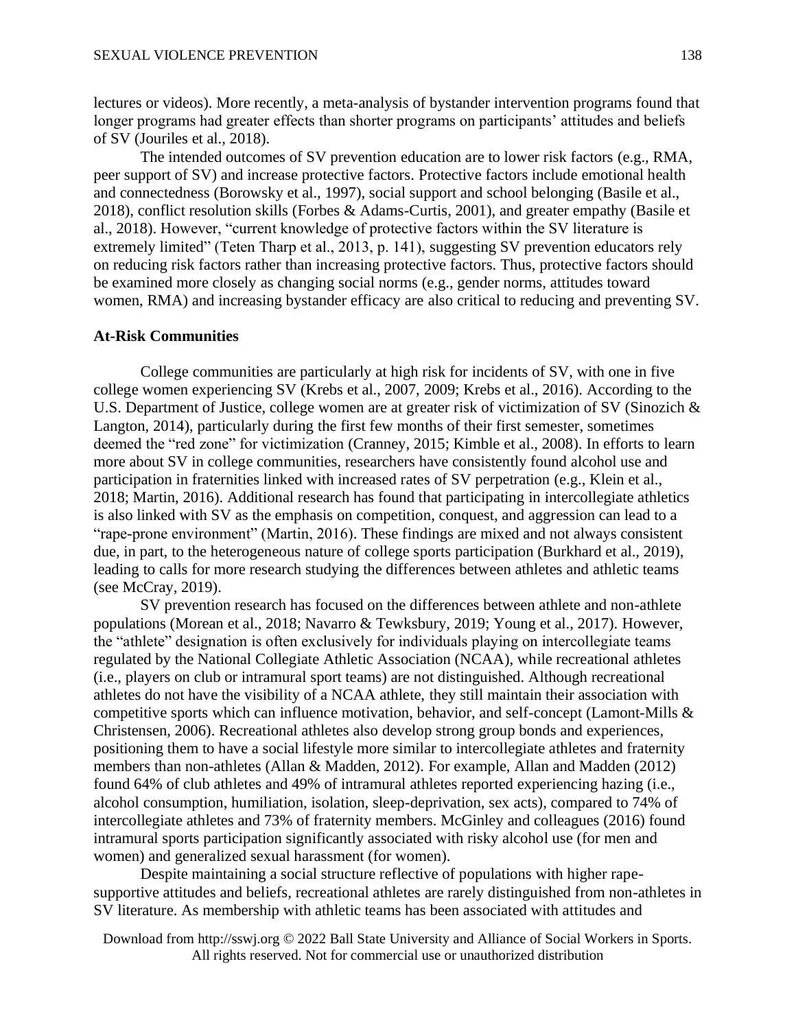lectures or videos). More recently, a meta-analysis of bystander intervention programs found that longer programs had greater effects than shorter programs on participants' attitudes and beliefs of SV (Jouriles et al., 2018).

The intended outcomes of SV prevention education are to lower risk factors (e.g., RMA, peer support of SV) and increase protective factors. Protective factors include emotional health and connectedness (Borowsky et al., 1997), social support and school belonging (Basile et al., 2018), conflict resolution skills (Forbes & Adams-Curtis, 2001), and greater empathy (Basile et al., 2018). However, "current knowledge of protective factors within the SV literature is extremely limited" (Teten Tharp et al., 2013, p. 141), suggesting SV prevention educators rely on reducing risk factors rather than increasing protective factors. Thus, protective factors should be examined more closely as changing social norms (e.g., gender norms, attitudes toward women, RMA) and increasing bystander efficacy are also critical to reducing and preventing SV.

## At-Risk Communities

College communities are particularly at high risk for incidents of SV, with one in five college women experiencing SV (Krebs et al., 2007, 2009; Krebs et al., 2016). According to the U.S. Department of Justice, college women are at greater risk of victimization of SV (Sinozich & Langton, 2014), particularly during the first few months of their first semester, sometimes deemed the "red zone" for victimization (Cranney, 2015; Kimble et al., 2008). In efforts to learn more about SV in college communities, researchers have consistently found alcohol use and participation in fraternities linked with increased rates of SV perpetration (e.g., Klein et al., 2018; Martin, 2016). Additional research has found that participating in intercollegiate athletics is also linked with SV as the emphasis on competition, conquest, and aggression can lead to a "rape-prone environment" (Martin, 2016). These findings are mixed and not always consistent due, in part, to the heterogeneous nature of college sports participation (Burkhard et al., 2019), leading to calls for more research studying the differences between athletes and athletic teams (see McCray, 2019).

SV prevention research has focused on the differences between athlete and non-athlete populations (Morean et al., 2018; Navarro & Tewksbury, 2019; Young et al., 2017). However, the "athlete" designation is often exclusively for individuals playing on intercollegiate teams regulated by the National Collegiate Athletic Association (NCAA), while recreational athletes (i.e., players on club or intramural sport teams) are not distinguished. Although recreational athletes do not have the visibility of a NCAA athlete, they still maintain their association with competitive sports which can influence motivation, behavior, and self-concept (Lamont-Mills & Christensen, 2006). Recreational athletes also develop strong group bonds and experiences, positioning them to have a social lifestyle more similar to intercollegiate athletes and fraternity members than non-athletes (Allan & Madden, 2012). For example, Allan and Madden (2012) found 64% of club athletes and 49% of intramural athletes reported experiencing hazing (i.e., alcohol consumption, humiliation, isolation, sleep-deprivation, sex acts), compared to 74% of intercollegiate athletes and 73% of fraternity members. McGinley and colleagues (2016) found intramural sports participation significantly associated with risky alcohol use (for men and women) and generalized sexual harassment (for women).

Despite maintaining a social structure reflective of populations with higher rape-supportive attitudes and beliefs, recreational athletes are rarely distinguished from non-athletes in SV literature. As membership with athletic teams has been associated with attitudes and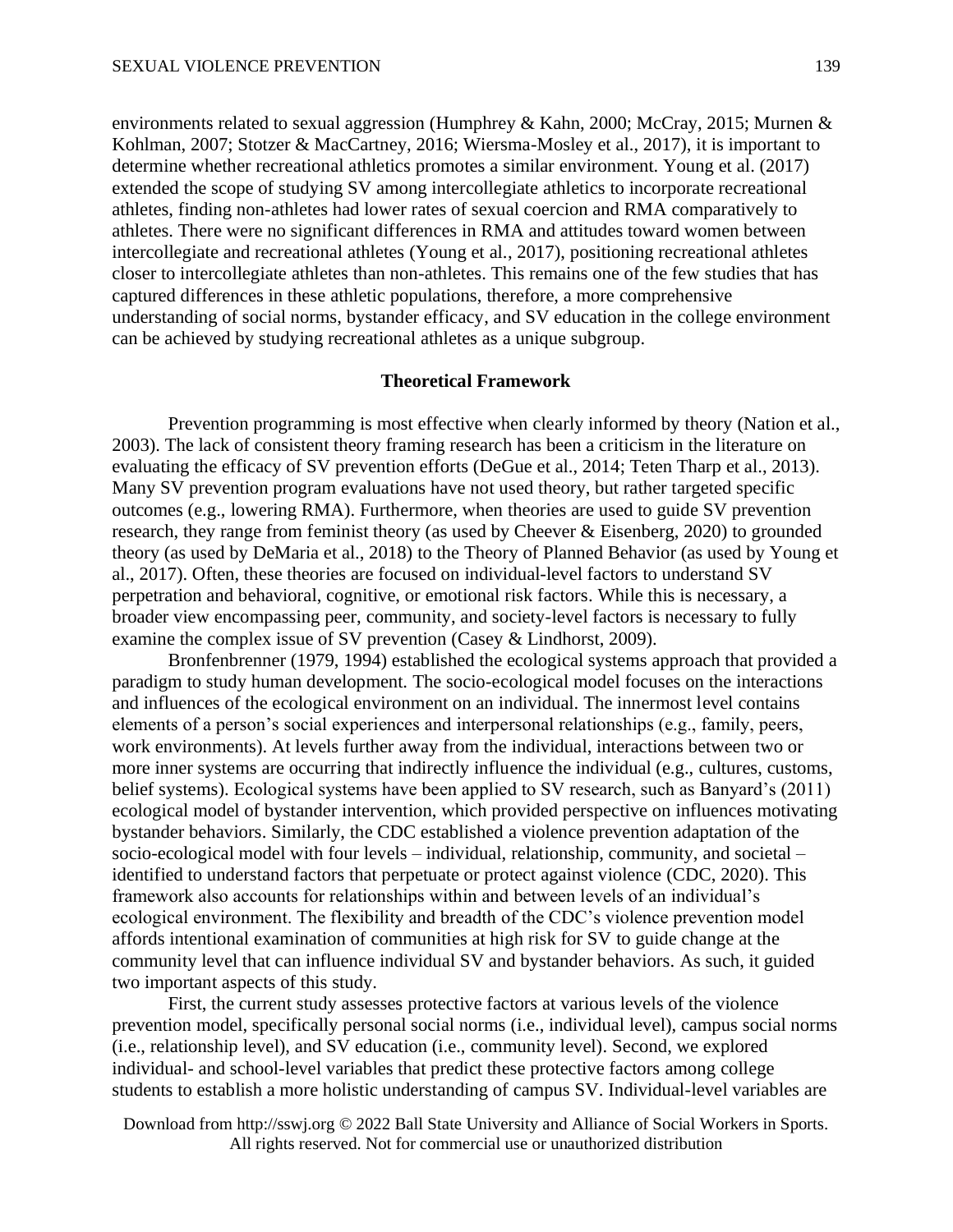environments related to sexual aggression (Humphrey & Kahn, 2000; McCray, 2015; Murnen & Kohlman, 2007; Stotzer & MacCartney, 2016; Wiersma-Mosley et al., 2017), it is important to determine whether recreational athletics promotes a similar environment. Young et al. (2017) extended the scope of studying SV among intercollegiate athletics to incorporate recreational athletes, finding non-athletes had lower rates of sexual coercion and RMA comparatively to athletes. There were no significant differences in RMA and attitudes toward women between intercollegiate and recreational athletes (Young et al., 2017), positioning recreational athletes closer to intercollegiate athletes than non-athletes. This remains one of the few studies that has captured differences in these athletic populations, therefore, a more comprehensive understanding of social norms, bystander efficacy, and SV education in the college environment can be achieved by studying recreational athletes as a unique subgroup.

## Theoretical Framework

Prevention programming is most effective when clearly informed by theory (Nation et al., 2003). The lack of consistent theory framing research has been a criticism in the literature on evaluating the efficacy of SV prevention efforts (DeGue et al., 2014; Teten Tharp et al., 2013). Many SV prevention program evaluations have not used theory, but rather targeted specific outcomes (e.g., lowering RMA). Furthermore, when theories are used to guide SV prevention research, they range from feminist theory (as used by Cheever & Eisenberg, 2020) to grounded theory (as used by DeMaria et al., 2018) to the Theory of Planned Behavior (as used by Young et al., 2017). Often, these theories are focused on individual-level factors to understand SV perpetration and behavioral, cognitive, or emotional risk factors. While this is necessary, a broader view encompassing peer, community, and society-level factors is necessary to fully examine the complex issue of SV prevention (Casey & Lindhorst, 2009).

Bronfenbrenner (1979, 1994) established the ecological systems approach that provided a paradigm to study human development. The socio-ecological model focuses on the interactions and influences of the ecological environment on an individual. The innermost level contains elements of a person's social experiences and interpersonal relationships (e.g., family, peers, work environments). At levels further away from the individual, interactions between two or more inner systems are occurring that indirectly influence the individual (e.g., cultures, customs, belief systems). Ecological systems have been applied to SV research, such as Banyard's (2011) ecological model of bystander intervention, which provided perspective on influences motivating bystander behaviors. Similarly, the CDC established a violence prevention adaptation of the socio-ecological model with four levels – individual, relationship, community, and societal – identified to understand factors that perpetuate or protect against violence (CDC, 2020). This framework also accounts for relationships within and between levels of an individual's ecological environment. The flexibility and breadth of the CDC's violence prevention model affords intentional examination of communities at high risk for SV to guide change at the community level that can influence individual SV and bystander behaviors. As such, it guided two important aspects of this study.

First, the current study assesses protective factors at various levels of the violence prevention model, specifically personal social norms (i.e., individual level), campus social norms (i.e., relationship level), and SV education (i.e., community level). Second, we explored individual- and school-level variables that predict these protective factors among college students to establish a more holistic understanding of campus SV. Individual-level variables are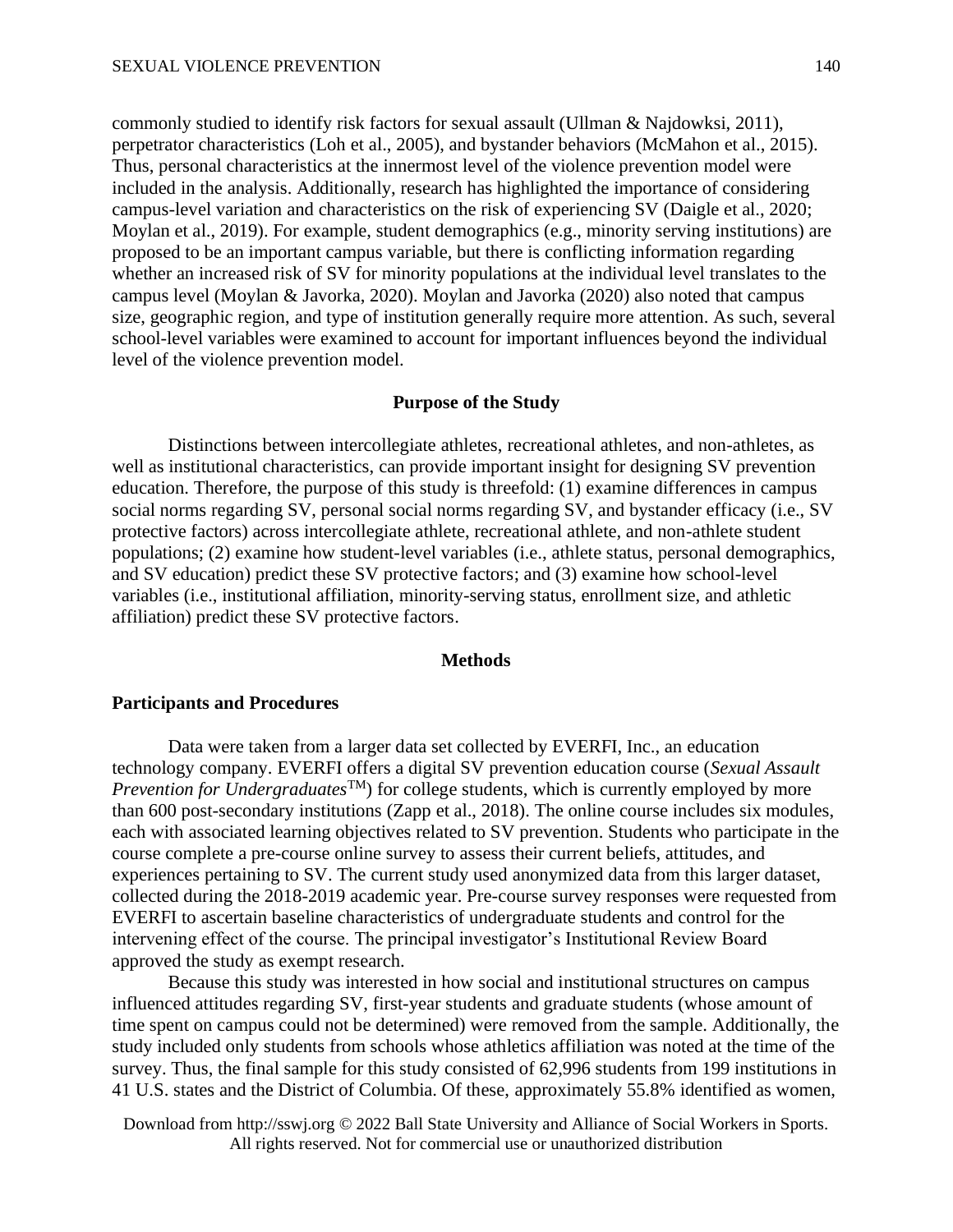commonly studied to identify risk factors for sexual assault (Ullman & Najdowksi, 2011), perpetrator characteristics (Loh et al., 2005), and bystander behaviors (McMahon et al., 2015). Thus, personal characteristics at the innermost level of the violence prevention model were included in the analysis. Additionally, research has highlighted the importance of considering campus-level variation and characteristics on the risk of experiencing SV (Daigle et al., 2020; Moylan et al., 2019). For example, student demographics (e.g., minority serving institutions) are proposed to be an important campus variable, but there is conflicting information regarding whether an increased risk of SV for minority populations at the individual level translates to the campus level (Moylan & Javorka, 2020). Moylan and Javorka (2020) also noted that campus size, geographic region, and type of institution generally require more attention. As such, several school-level variables were examined to account for important influences beyond the individual level of the violence prevention model.

## Purpose of the Study

Distinctions between intercollegiate athletes, recreational athletes, and non-athletes, as well as institutional characteristics, can provide important insight for designing SV prevention education. Therefore, the purpose of this study is threefold: (1) examine differences in campus social norms regarding SV, personal social norms regarding SV, and bystander efficacy (i.e., SV protective factors) across intercollegiate athlete, recreational athlete, and non-athlete student populations; (2) examine how student-level variables (i.e., athlete status, personal demographics, and SV education) predict these SV protective factors; and (3) examine how school-level variables (i.e., institutional affiliation, minority-serving status, enrollment size, and athletic affiliation) predict these SV protective factors.

## Methods

### Participants and Procedures

Data were taken from a larger data set collected by EVERFI, Inc., an education technology company. EVERFI offers a digital SV prevention education course (*Sexual Assault Prevention for Undergraduates*™) for college students, which is currently employed by more than 600 post-secondary institutions (Zapp et al., 2018). The online course includes six modules, each with associated learning objectives related to SV prevention. Students who participate in the course complete a pre-course online survey to assess their current beliefs, attitudes, and experiences pertaining to SV. The current study used anonymized data from this larger dataset, collected during the 2018-2019 academic year. Pre-course survey responses were requested from EVERFI to ascertain baseline characteristics of undergraduate students and control for the intervening effect of the course. The principal investigator's Institutional Review Board approved the study as exempt research.

Because this study was interested in how social and institutional structures on campus influenced attitudes regarding SV, first-year students and graduate students (whose amount of time spent on campus could not be determined) were removed from the sample. Additionally, the study included only students from schools whose athletics affiliation was noted at the time of the survey. Thus, the final sample for this study consisted of 62,996 students from 199 institutions in 41 U.S. states and the District of Columbia. Of these, approximately 55.8% identified as women,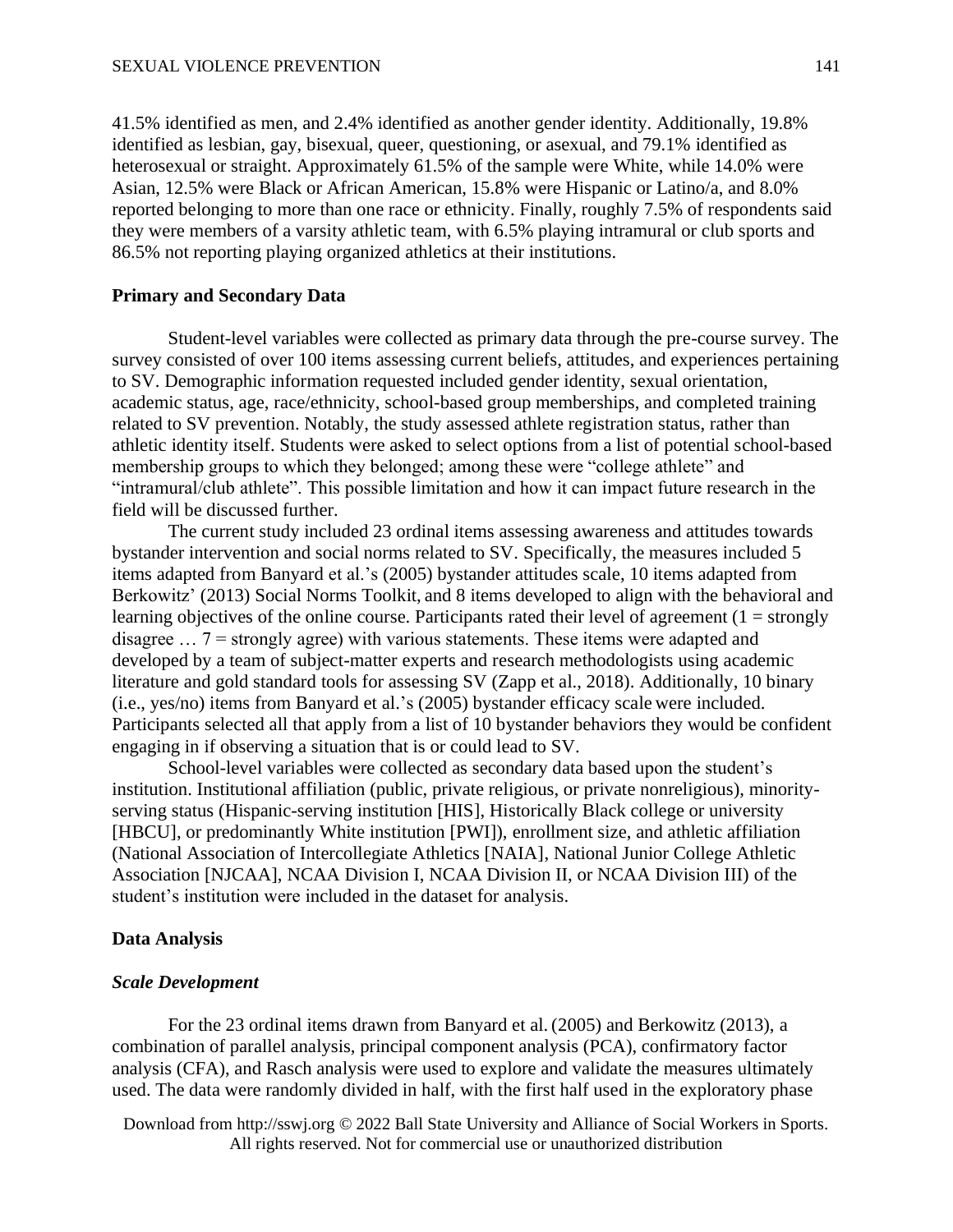41.5% identified as men, and 2.4% identified as another gender identity. Additionally, 19.8% identified as lesbian, gay, bisexual, queer, questioning, or asexual, and 79.1% identified as heterosexual or straight. Approximately 61.5% of the sample were White, while 14.0% were Asian, 12.5% were Black or African American, 15.8% were Hispanic or Latino/a, and 8.0% reported belonging to more than one race or ethnicity. Finally, roughly 7.5% of respondents said they were members of a varsity athletic team, with 6.5% playing intramural or club sports and 86.5% not reporting playing organized athletics at their institutions.

### Primary and Secondary Data

Student-level variables were collected as primary data through the pre-course survey. The survey consisted of over 100 items assessing current beliefs, attitudes, and experiences pertaining to SV. Demographic information requested included gender identity, sexual orientation, academic status, age, race/ethnicity, school-based group memberships, and completed training related to SV prevention. Notably, the study assessed athlete registration status, rather than athletic identity itself. Students were asked to select options from a list of potential school-based membership groups to which they belonged; among these were "college athlete" and "intramural/club athlete". This possible limitation and how it can impact future research in the field will be discussed further.

The current study included 23 ordinal items assessing awareness and attitudes towards bystander intervention and social norms related to SV. Specifically, the measures included 5 items adapted from Banyard et al.'s (2005) bystander attitudes scale, 10 items adapted from Berkowitz' (2013) Social Norms Toolkit, and 8 items developed to align with the behavioral and learning objectives of the online course. Participants rated their level of agreement (1 = strongly disagree … 7 = strongly agree) with various statements. These items were adapted and developed by a team of subject-matter experts and research methodologists using academic literature and gold standard tools for assessing SV (Zapp et al., 2018). Additionally, 10 binary (i.e., yes/no) items from Banyard et al.'s (2005) bystander efficacy scale were included. Participants selected all that apply from a list of 10 bystander behaviors they would be confident engaging in if observing a situation that is or could lead to SV.

School-level variables were collected as secondary data based upon the student's institution. Institutional affiliation (public, private religious, or private nonreligious), minority-serving status (Hispanic-serving institution [HIS], Historically Black college or university [HBCU], or predominantly White institution [PWI]), enrollment size, and athletic affiliation (National Association of Intercollegiate Athletics [NAIA], National Junior College Athletic Association [NJCAA], NCAA Division I, NCAA Division II, or NCAA Division III) of the student's institution were included in the dataset for analysis.

### Data Analysis

#### *Scale Development*

For the 23 ordinal items drawn from Banyard et al. (2005) and Berkowitz (2013), a combination of parallel analysis, principal component analysis (PCA), confirmatory factor analysis (CFA), and Rasch analysis were used to explore and validate the measures ultimately used. The data were randomly divided in half, with the first half used in the exploratory phase

Download from http://sswj.org © 2022 Ball State University and Alliance of Social Workers in Sports. All rights reserved. Not for commercial use or unauthorized distribution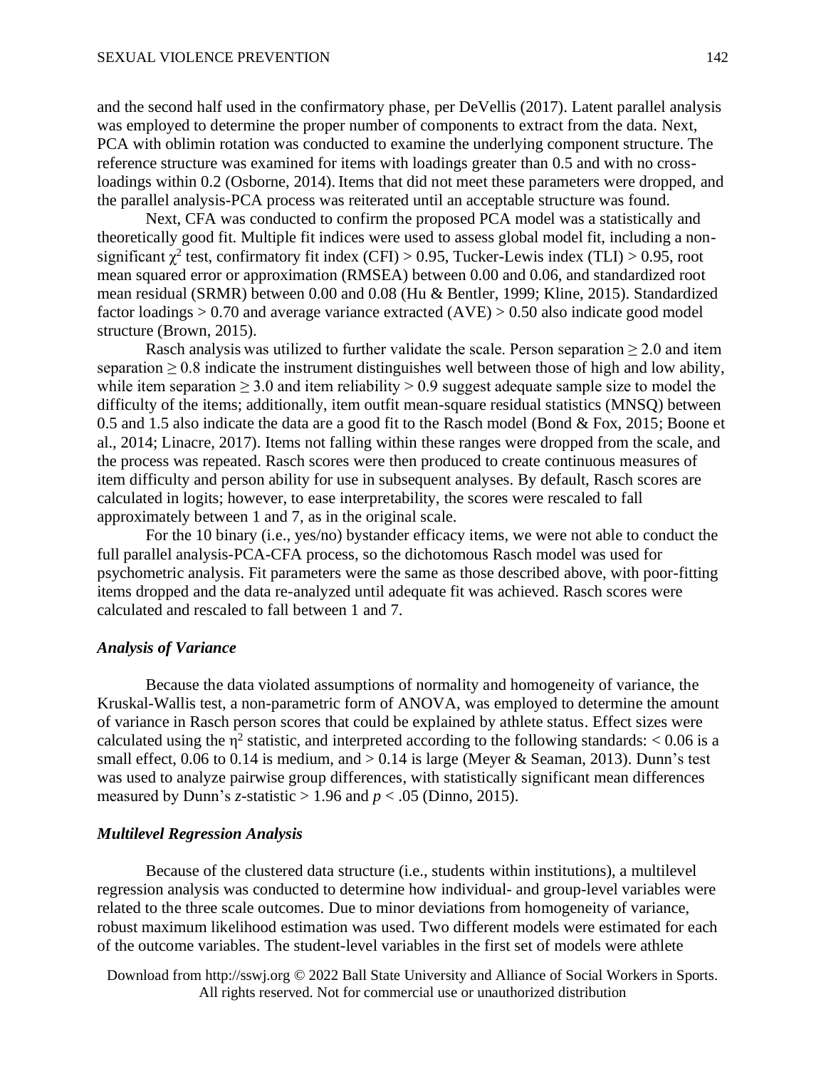and the second half used in the confirmatory phase, per DeVellis (2017). Latent parallel analysis was employed to determine the proper number of components to extract from the data. Next, PCA with oblimin rotation was conducted to examine the underlying component structure. The reference structure was examined for items with loadings greater than 0.5 and with no cross-loadings within 0.2 (Osborne, 2014). Items that did not meet these parameters were dropped, and the parallel analysis-PCA process was reiterated until an acceptable structure was found.

Next, CFA was conducted to confirm the proposed PCA model was a statistically and theoretically good fit. Multiple fit indices were used to assess global model fit, including a non-significant $\chi^2$ test, confirmatory fit index (CFI) > 0.95, Tucker-Lewis index (TLI) > 0.95, root mean squared error or approximation (RMSEA) between 0.00 and 0.06, and standardized root mean residual (SRMR) between 0.00 and 0.08 (Hu & Bentler, 1999; Kline, 2015). Standardized factor loadings > 0.70 and average variance extracted (AVE) > 0.50 also indicate good model structure (Brown, 2015).

Rasch analysis was utilized to further validate the scale. Person separation $\geq 2.0$ and item separation $\geq 0.8$ indicate the instrument distinguishes well between those of high and low ability, while item separation $\geq 3.0$ and item reliability > 0.9 suggest adequate sample size to model the difficulty of the items; additionally, item outfit mean-square residual statistics (MNSQ) between 0.5 and 1.5 also indicate the data are a good fit to the Rasch model (Bond & Fox, 2015; Boone et al., 2014; Linacre, 2017). Items not falling within these ranges were dropped from the scale, and the process was repeated. Rasch scores were then produced to create continuous measures of item difficulty and person ability for use in subsequent analyses. By default, Rasch scores are calculated in logits; however, to ease interpretability, the scores were rescaled to fall approximately between 1 and 7, as in the original scale.

For the 10 binary (i.e., yes/no) bystander efficacy items, we were not able to conduct the full parallel analysis-PCA-CFA process, so the dichotomous Rasch model was used for psychometric analysis. Fit parameters were the same as those described above, with poor-fitting items dropped and the data re-analyzed until adequate fit was achieved. Rasch scores were calculated and rescaled to fall between 1 and 7.

### *Analysis of Variance*

Because the data violated assumptions of normality and homogeneity of variance, the Kruskal-Wallis test, a non-parametric form of ANOVA, was employed to determine the amount of variance in Rasch person scores that could be explained by athlete status. Effect sizes were calculated using the $\eta^2$ statistic, and interpreted according to the following standards: < 0.06 is a small effect, 0.06 to 0.14 is medium, and > 0.14 is large (Meyer & Seaman, 2013). Dunn's test was used to analyze pairwise group differences, with statistically significant mean differences measured by Dunn's $z$-statistic > 1.96 and $p < .05$ (Dinno, 2015).

### *Multilevel Regression Analysis*

Because of the clustered data structure (i.e., students within institutions), a multilevel regression analysis was conducted to determine how individual- and group-level variables were related to the three scale outcomes. Due to minor deviations from homogeneity of variance, robust maximum likelihood estimation was used. Two different models were estimated for each of the outcome variables. The student-level variables in the first set of models were athlete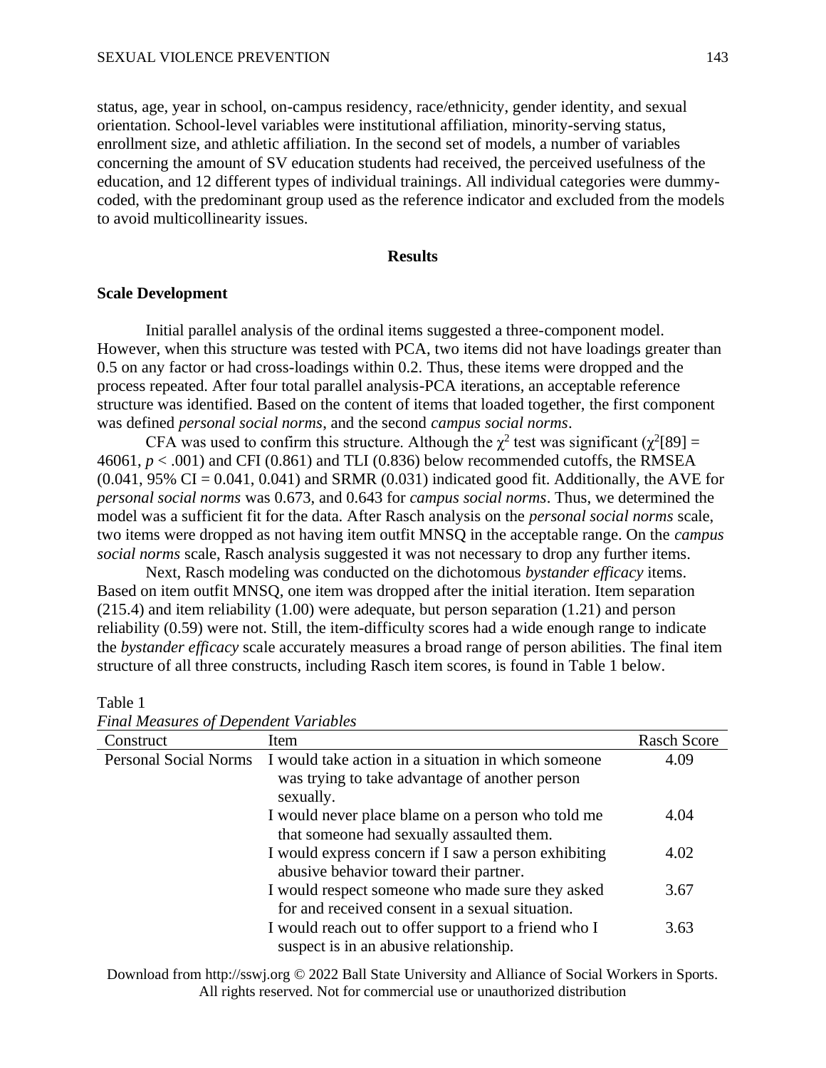status, age, year in school, on-campus residency, race/ethnicity, gender identity, and sexual orientation. School-level variables were institutional affiliation, minority-serving status, enrollment size, and athletic affiliation. In the second set of models, a number of variables concerning the amount of SV education students had received, the perceived usefulness of the education, and 12 different types of individual trainings. All individual categories were dummy-coded, with the predominant group used as the reference indicator and excluded from the models to avoid multicollinearity issues.

## Results

### Scale Development

Initial parallel analysis of the ordinal items suggested a three-component model. However, when this structure was tested with PCA, two items did not have loadings greater than 0.5 on any factor or had cross-loadings within 0.2. Thus, these items were dropped and the process repeated. After four total parallel analysis-PCA iterations, an acceptable reference structure was identified. Based on the content of items that loaded together, the first component was defined *personal social norms*, and the second *campus social norms*.

CFA was used to confirm this structure. Although the $\chi^2$ test was significant ($\chi^2[89] = 46061$, $p < .001$) and CFI (0.861) and TLI (0.836) below recommended cutoffs, the RMSEA (0.041, 95% CI = 0.041, 0.041) and SRMR (0.031) indicated good fit. Additionally, the AVE for *personal social norms* was 0.673, and 0.643 for *campus social norms*. Thus, we determined the model was a sufficient fit for the data. After Rasch analysis on the *personal social norms* scale, two items were dropped as not having item outfit MNSQ in the acceptable range. On the *campus social norms* scale, Rasch analysis suggested it was not necessary to drop any further items.

Next, Rasch modeling was conducted on the dichotomous *bystander efficacy* items. Based on item outfit MNSQ, one item was dropped after the initial iteration. Item separation (215.4) and item reliability (1.00) were adequate, but person separation (1.21) and person reliability (0.59) were not. Still, the item-difficulty scores had a wide enough range to indicate the *bystander efficacy* scale accurately measures a broad range of person abilities. The final item structure of all three constructs, including Rasch item scores, is found in Table 1 below.

Table 1
*Final Measures of Dependent Variables*

| Construct | Item | Rasch Score |
|---|---|---|
| Personal Social Norms | I would take action in a situation in which someone was trying to take advantage of another person sexually. | 4.09 |
| | I would never place blame on a person who told me that someone had sexually assaulted them. | 4.04 |
| | I would express concern if I saw a person exhibiting abusive behavior toward their partner. | 4.02 |
| | I would respect someone who made sure they asked for and received consent in a sexual situation. | 3.67 |
| | I would reach out to offer support to a friend who I suspect is in an abusive relationship. | 3.63 |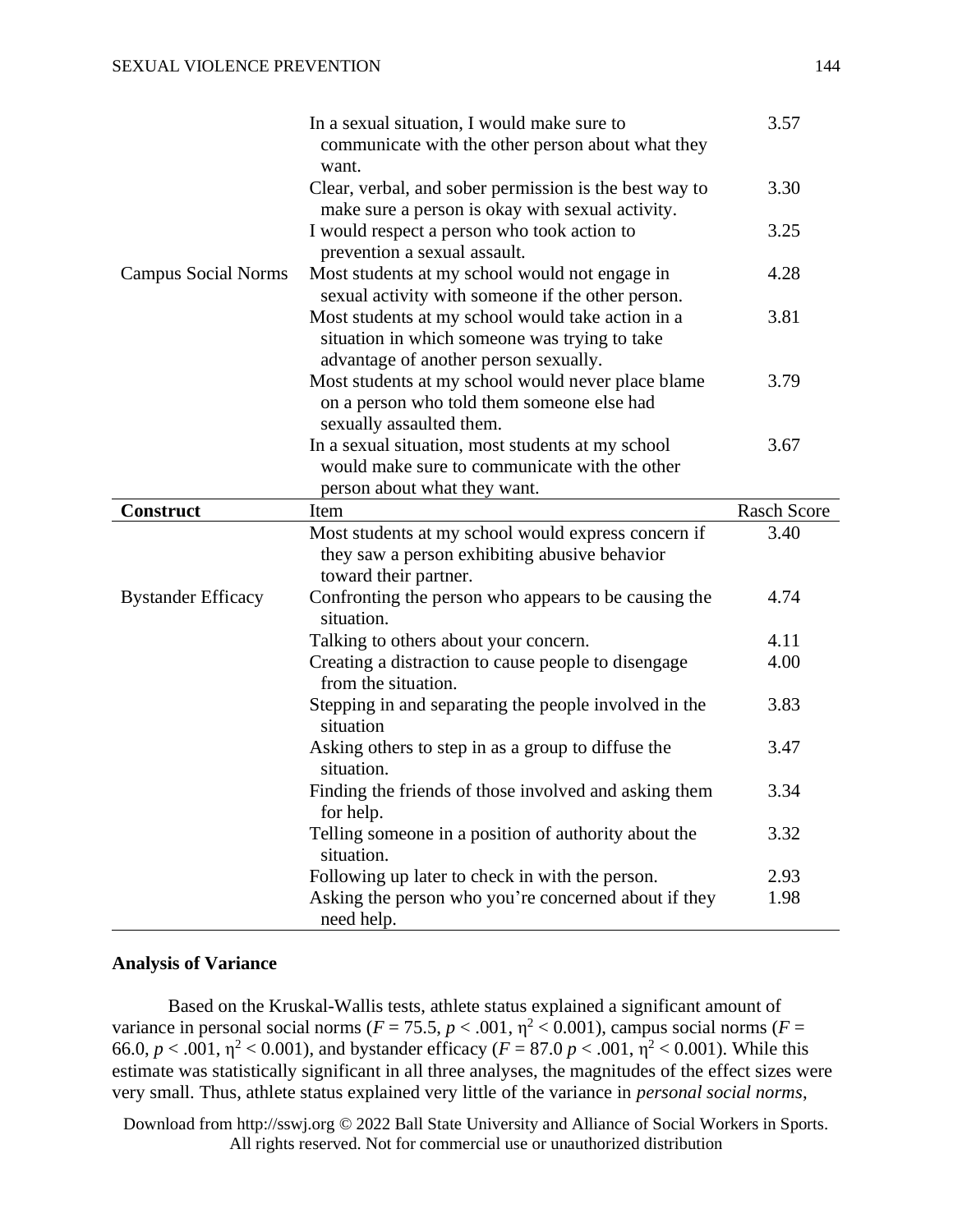| Construct | Item | Rasch Score |
|---|---|---|
| | In a sexual situation, I would make sure to communicate with the other person about what they want. | 3.57 |
| | Clear, verbal, and sober permission is the best way to make sure a person is okay with sexual activity. | 3.30 |
| | I would respect a person who took action to prevention a sexual assault. | 3.25 |
| Campus Social Norms | Most students at my school would not engage in sexual activity with someone if the other person. | 4.28 |
| | Most students at my school would take action in a situation in which someone was trying to take advantage of another person sexually. | 3.81 |
| | Most students at my school would never place blame on a person who told them someone else had sexually assaulted them. | 3.79 |
| | In a sexual situation, most students at my school would make sure to communicate with the other person about what they want. | 3.67 |
| | Most students at my school would express concern if they saw a person exhibiting abusive behavior toward their partner. | 3.40 |
| Bystander Efficacy | Confronting the person who appears to be causing the situation. | 4.74 |
| | Talking to others about your concern. | 4.11 |
| | Creating a distraction to cause people to disengage from the situation. | 4.00 |
| | Stepping in and separating the people involved in the situation | 3.83 |
| | Asking others to step in as a group to diffuse the situation. | 3.47 |
| | Finding the friends of those involved and asking them for help. | 3.34 |
| | Telling someone in a position of authority about the situation. | 3.32 |
| | Following up later to check in with the person. | 2.93 |
| | Asking the person who you're concerned about if they need help. | 1.98 |

### Analysis of Variance

Based on the Kruskal-Wallis tests, athlete status explained a significant amount of variance in personal social norms ($F = 75.5$, $p < .001$, $\eta^2 < 0.001$), campus social norms ($F = 66.0$, $p < .001$, $\eta^2 < 0.001$), and bystander efficacy ($F = 87.0$ $p < .001$, $\eta^2 < 0.001$). While this estimate was statistically significant in all three analyses, the magnitudes of the effect sizes were very small. Thus, athlete status explained very little of the variance in *personal social norms*,

Download from http://sswj.org © 2022 Ball State University and Alliance of Social Workers in Sports. All rights reserved. Not for commercial use or unauthorized distribution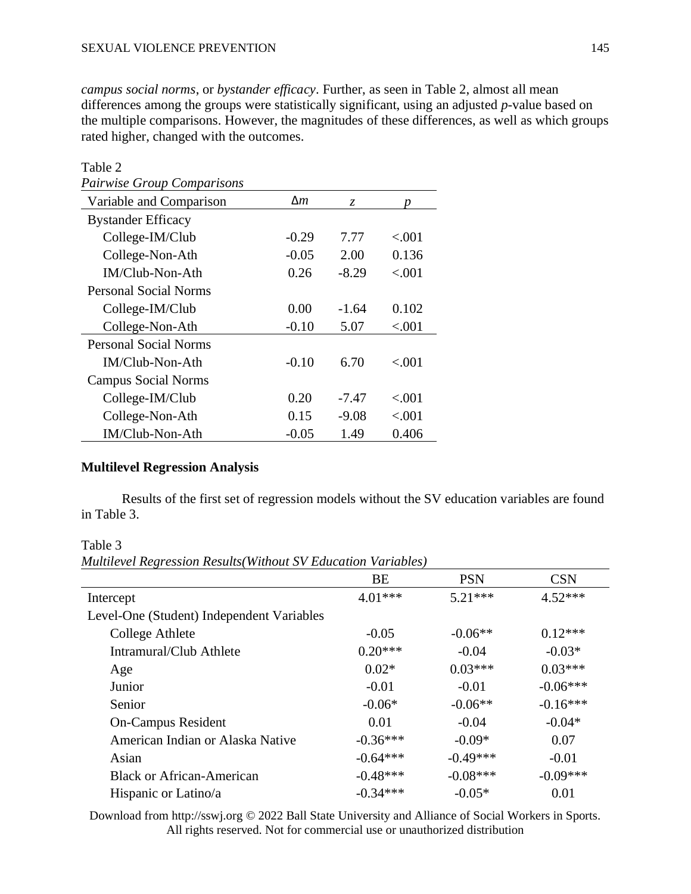*campus social norms*, or *bystander efficacy*. Further, as seen in Table 2, almost all mean differences among the groups were statistically significant, using an adjusted *p*-value based on the multiple comparisons. However, the magnitudes of these differences, as well as which groups rated higher, changed with the outcomes.

Table 2
*Pairwise Group Comparisons*

| Variable and Comparison | Δ*m* | *z* | *p* |
|---|---|---|---|
| Bystander Efficacy | | | |
| College-IM/Club | -0.29 | 7.77 | <.001 |
| College-Non-Ath | -0.05 | 2.00 | 0.136 |
| IM/Club-Non-Ath | 0.26 | -8.29 | <.001 |
| Personal Social Norms | | | |
| College-IM/Club | 0.00 | -1.64 | 0.102 |
| College-Non-Ath | -0.10 | 5.07 | <.001 |
| Personal Social Norms | | | |
| IM/Club-Non-Ath | -0.10 | 6.70 | <.001 |
| Campus Social Norms | | | |
| College-IM/Club | 0.20 | -7.47 | <.001 |
| College-Non-Ath | 0.15 | -9.08 | <.001 |
| IM/Club-Non-Ath | -0.05 | 1.49 | 0.406 |

**Multilevel Regression Analysis**

Results of the first set of regression models without the SV education variables are found in Table 3.

Table 3
*Multilevel Regression Results(Without SV Education Variables)*

| | BE | PSN | CSN |
|---|---|---|---|
| Intercept | 4.01*** | 5.21*** | 4.52*** |
| Level-One (Student) Independent Variables | | | |
| College Athlete | -0.05 | -0.06** | 0.12*** |
| Intramural/Club Athlete | 0.20*** | -0.04 | -0.03* |
| Age | 0.02* | 0.03*** | 0.03*** |
| Junior | -0.01 | -0.01 | -0.06*** |
| Senior | -0.06* | -0.06** | -0.16*** |
| On-Campus Resident | 0.01 | -0.04 | -0.04* |
| American Indian or Alaska Native | -0.36*** | -0.09* | 0.07 |
| Asian | -0.64*** | -0.49*** | -0.01 |
| Black or African-American | -0.48*** | -0.08*** | -0.09*** |
| Hispanic or Latino/a | -0.34*** | -0.05* | 0.01 |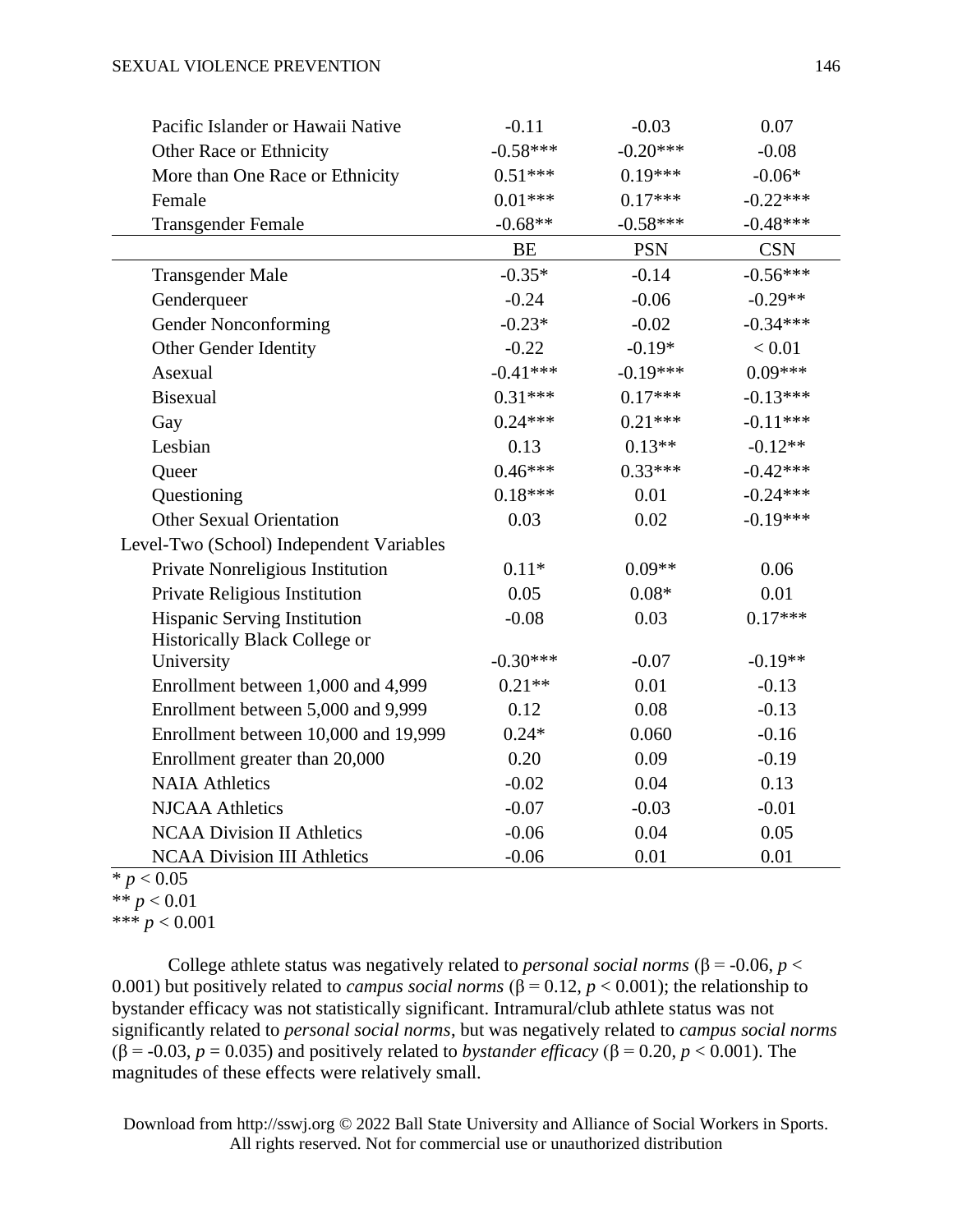| | BE | PSN | CSN |
|---|---|---|---|
| Pacific Islander or Hawaii Native | -0.11 | -0.03 | 0.07 |
| Other Race or Ethnicity | -0.58*** | -0.20*** | -0.08 |
| More than One Race or Ethnicity | 0.51*** | 0.19*** | -0.06* |
| Female | 0.01*** | 0.17*** | -0.22*** |
| Transgender Female | -0.68** | -0.58*** | -0.48*** |
| Transgender Male | -0.35* | -0.14 | -0.56*** |
| Genderqueer | -0.24 | -0.06 | -0.29** |
| Gender Nonconforming | -0.23* | -0.02 | -0.34*** |
| Other Gender Identity | -0.22 | -0.19* | < 0.01 |
| Asexual | -0.41*** | -0.19*** | 0.09*** |
| Bisexual | 0.31*** | 0.17*** | -0.13*** |
| Gay | 0.24*** | 0.21*** | -0.11*** |
| Lesbian | 0.13 | 0.13** | -0.12** |
| Queer | 0.46*** | 0.33*** | -0.42*** |
| Questioning | 0.18*** | 0.01 | -0.24*** |
| Other Sexual Orientation | 0.03 | 0.02 | -0.19*** |
| Level-Two (School) Independent Variables | | | |
| Private Nonreligious Institution | 0.11* | 0.09** | 0.06 |
| Private Religious Institution | 0.05 | 0.08* | 0.01 |
| Hispanic Serving Institution | -0.08 | 0.03 | 0.17*** |
| Historically Black College or University | -0.30*** | -0.07 | -0.19** |
| Enrollment between 1,000 and 4,999 | 0.21** | 0.01 | -0.13 |
| Enrollment between 5,000 and 9,999 | 0.12 | 0.08 | -0.13 |
| Enrollment between 10,000 and 19,999 | 0.24* | 0.060 | -0.16 |
| Enrollment greater than 20,000 | 0.20 | 0.09 | -0.19 |
| NAIA Athletics | -0.02 | 0.04 | 0.13 |
| NJCAA Athletics | -0.07 | -0.03 | -0.01 |
| NCAA Division II Athletics | -0.06 | 0.04 | 0.05 |
| NCAA Division III Athletics | -0.06 | 0.01 | 0.01 |

\* $p < 0.05$
\*\* $p < 0.01$
\*\*\* $p < 0.001$

College athlete status was negatively related to *personal social norms* ($\beta = -0.06$, $p < 0.001$) but positively related to *campus social norms* ($\beta = 0.12$, $p < 0.001$); the relationship to bystander efficacy was not statistically significant. Intramural/club athlete status was not significantly related to *personal social norms*, but was negatively related to *campus social norms* ($\beta = -0.03$, $p = 0.035$) and positively related to *bystander efficacy* ($\beta = 0.20$, $p < 0.001$). The magnitudes of these effects were relatively small.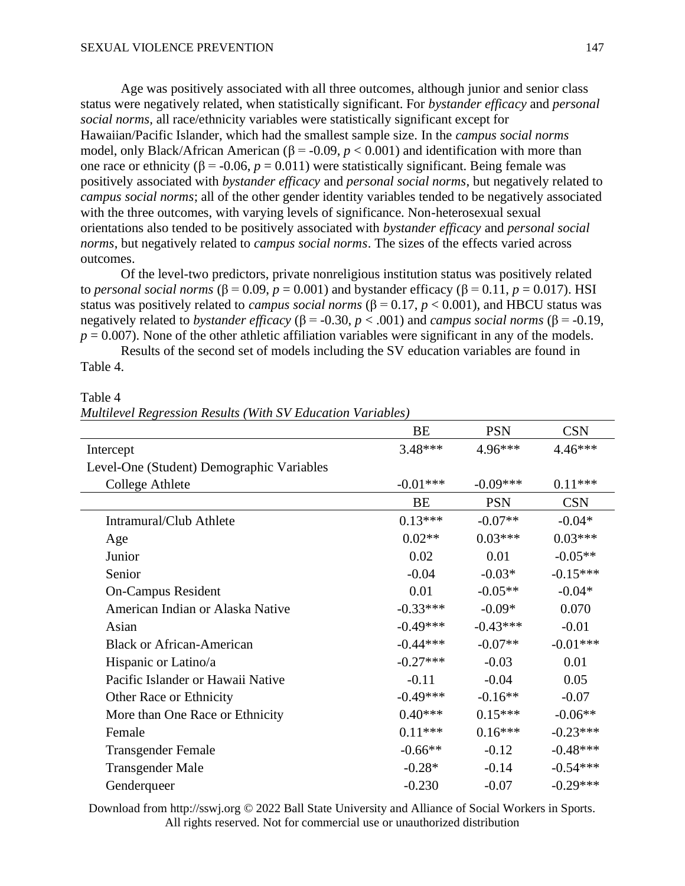Age was positively associated with all three outcomes, although junior and senior class status were negatively related, when statistically significant. For *bystander efficacy* and *personal social norms*, all race/ethnicity variables were statistically significant except for Hawaiian/Pacific Islander, which had the smallest sample size. In the *campus social norms* model, only Black/African American ($\beta = -0.09$, $p < 0.001$) and identification with more than one race or ethnicity ($\beta = -0.06$, $p = 0.011$) were statistically significant. Being female was positively associated with *bystander efficacy* and *personal social norms*, but negatively related to *campus social norms*; all of the other gender identity variables tended to be negatively associated with the three outcomes, with varying levels of significance. Non-heterosexual sexual orientations also tended to be positively associated with *bystander efficacy* and *personal social norms*, but negatively related to *campus social norms*. The sizes of the effects varied across outcomes.

Of the level-two predictors, private nonreligious institution status was positively related to *personal social norms* ($\beta = 0.09$, $p = 0.001$) and bystander efficacy ($\beta = 0.11$, $p = 0.017$). HSI status was positively related to *campus social norms* ($\beta = 0.17$, $p < 0.001$), and HBCU status was negatively related to *bystander efficacy* ($\beta = -0.30$, $p < .001$) and *campus social norms* ($\beta = -0.19$, $p = 0.007$). None of the other athletic affiliation variables were significant in any of the models.

Results of the second set of models including the SV education variables are found in Table 4.

Table 4
*Multilevel Regression Results (With SV Education Variables)*

| | BE | PSN | CSN |
|---|---|---|---|
| Intercept | 3.48*** | 4.96*** | 4.46*** |
| Level-One (Student) Demographic Variables | | | |
| College Athlete | -0.01*** | -0.09*** | 0.11*** |
| Intramural/Club Athlete | 0.13*** | -0.07** | -0.04* |
| Age | 0.02** | 0.03*** | 0.03*** |
| Junior | 0.02 | 0.01 | -0.05** |
| Senior | -0.04 | -0.03* | -0.15*** |
| On-Campus Resident | 0.01 | -0.05** | -0.04* |
| American Indian or Alaska Native | -0.33*** | -0.09* | 0.070 |
| Asian | -0.49*** | -0.43*** | -0.01 |
| Black or African-American | -0.44*** | -0.07** | -0.01*** |
| Hispanic or Latino/a | -0.27*** | -0.03 | 0.01 |
| Pacific Islander or Hawaii Native | -0.11 | -0.04 | 0.05 |
| Other Race or Ethnicity | -0.49*** | -0.16** | -0.07 |
| More than One Race or Ethnicity | 0.40*** | 0.15*** | -0.06** |
| Female | 0.11*** | 0.16*** | -0.23*** |
| Transgender Female | -0.66** | -0.12 | -0.48*** |
| Transgender Male | -0.28* | -0.14 | -0.54*** |
| Genderqueer | -0.230 | -0.07 | -0.29*** |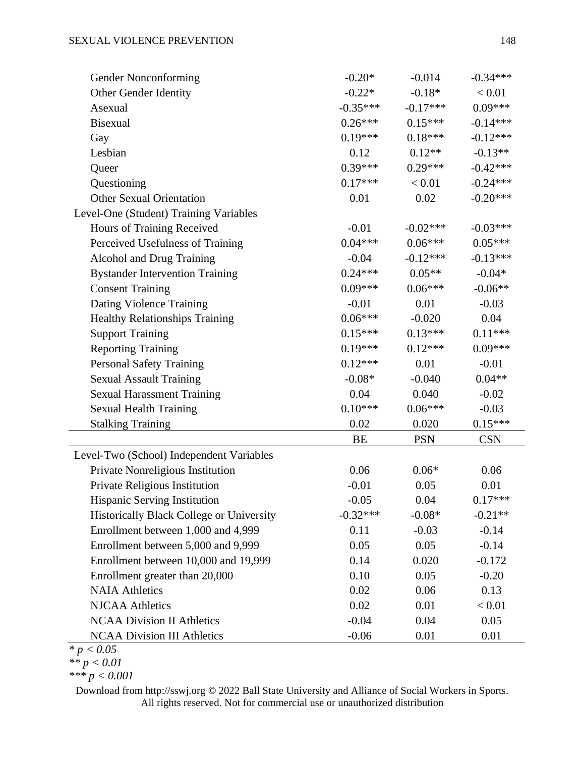| | | | |
|---|---|---|---|
| Gender Nonconforming | -0.20* | -0.014 | -0.34*** |
| Other Gender Identity | -0.22* | -0.18* | < 0.01 |
| Asexual | -0.35*** | -0.17*** | 0.09*** |
| Bisexual | 0.26*** | 0.15*** | -0.14*** |
| Gay | 0.19*** | 0.18*** | -0.12*** |
| Lesbian | 0.12 | 0.12** | -0.13** |
| Queer | 0.39*** | 0.29*** | -0.42*** |
| Questioning | 0.17*** | < 0.01 | -0.24*** |
| Other Sexual Orientation | 0.01 | 0.02 | -0.20*** |
| Level-One (Student) Training Variables | | | |
| Hours of Training Received | -0.01 | -0.02*** | -0.03*** |
| Perceived Usefulness of Training | 0.04*** | 0.06*** | 0.05*** |
| Alcohol and Drug Training | -0.04 | -0.12*** | -0.13*** |
| Bystander Intervention Training | 0.24*** | 0.05** | -0.04* |
| Consent Training | 0.09*** | 0.06*** | -0.06** |
| Dating Violence Training | -0.01 | 0.01 | -0.03 |
| Healthy Relationships Training | 0.06*** | -0.020 | 0.04 |
| Support Training | 0.15*** | 0.13*** | 0.11*** |
| Reporting Training | 0.19*** | 0.12*** | 0.09*** |
| Personal Safety Training | 0.12*** | 0.01 | -0.01 |
| Sexual Assault Training | -0.08* | -0.040 | 0.04** |
| Sexual Harassment Training | 0.04 | 0.040 | -0.02 |
| Sexual Health Training | 0.10*** | 0.06*** | -0.03 |
| Stalking Training | 0.02 | 0.020 | 0.15*** |
| | **BE** | **PSN** | **CSN** |
| Level-Two (School) Independent Variables | | | |
| Private Nonreligious Institution | 0.06 | 0.06* | 0.06 |
| Private Religious Institution | -0.01 | 0.05 | 0.01 |
| Hispanic Serving Institution | -0.05 | 0.04 | 0.17*** |
| Historically Black College or University | -0.32*** | -0.08* | -0.21** |
| Enrollment between 1,000 and 4,999 | 0.11 | -0.03 | -0.14 |
| Enrollment between 5,000 and 9,999 | 0.05 | 0.05 | -0.14 |
| Enrollment between 10,000 and 19,999 | 0.14 | 0.020 | -0.172 |
| Enrollment greater than 20,000 | 0.10 | 0.05 | -0.20 |
| NAIA Athletics | 0.02 | 0.06 | 0.13 |
| NJCAA Athletics | 0.02 | 0.01 | < 0.01 |
| NCAA Division II Athletics | -0.04 | 0.04 | 0.05 |
| NCAA Division III Athletics | -0.06 | 0.01 | 0.01 |

*\* $p < 0.05$*
*\*\* $p < 0.01$*
*\*\*\* $p < 0.001$*

Download from http://sswj.org © 2022 Ball State University and Alliance of Social Workers in Sports. All rights reserved. Not for commercial use or unauthorized distribution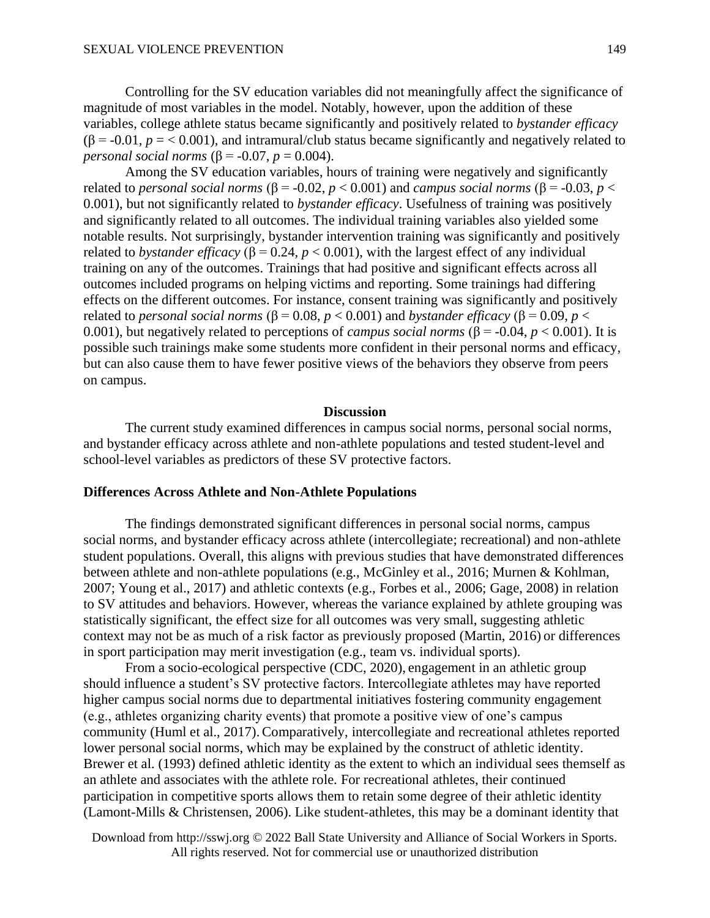Controlling for the SV education variables did not meaningfully affect the significance of magnitude of most variables in the model. Notably, however, upon the addition of these variables, college athlete status became significantly and positively related to *bystander efficacy* ($\beta = -0.01$, $p = < 0.001$), and intramural/club status became significantly and negatively related to *personal social norms* ($\beta = -0.07$, $p = 0.004$).

Among the SV education variables, hours of training were negatively and significantly related to *personal social norms* ($\beta = -0.02$, $p < 0.001$) and *campus social norms* ($\beta = -0.03$, $p < 0.001$), but not significantly related to *bystander efficacy*. Usefulness of training was positively and significantly related to all outcomes. The individual training variables also yielded some notable results. Not surprisingly, bystander intervention training was significantly and positively related to *bystander efficacy* ($\beta = 0.24$, $p < 0.001$), with the largest effect of any individual training on any of the outcomes. Trainings that had positive and significant effects across all outcomes included programs on helping victims and reporting. Some trainings had differing effects on the different outcomes. For instance, consent training was significantly and positively related to *personal social norms* ($\beta = 0.08$, $p < 0.001$) and *bystander efficacy* ($\beta = 0.09$, $p < 0.001$), but negatively related to perceptions of *campus social norms* ($\beta = -0.04$, $p < 0.001$). It is possible such trainings make some students more confident in their personal norms and efficacy, but can also cause them to have fewer positive views of the behaviors they observe from peers on campus.

## Discussion

The current study examined differences in campus social norms, personal social norms, and bystander efficacy across athlete and non-athlete populations and tested student-level and school-level variables as predictors of these SV protective factors.

### Differences Across Athlete and Non-Athlete Populations

The findings demonstrated significant differences in personal social norms, campus social norms, and bystander efficacy across athlete (intercollegiate; recreational) and non-athlete student populations. Overall, this aligns with previous studies that have demonstrated differences between athlete and non-athlete populations (e.g., McGinley et al., 2016; Murnen & Kohlman, 2007; Young et al., 2017) and athletic contexts (e.g., Forbes et al., 2006; Gage, 2008) in relation to SV attitudes and behaviors. However, whereas the variance explained by athlete grouping was statistically significant, the effect size for all outcomes was very small, suggesting athletic context may not be as much of a risk factor as previously proposed (Martin, 2016) or differences in sport participation may merit investigation (e.g., team vs. individual sports).

From a socio-ecological perspective (CDC, 2020), engagement in an athletic group should influence a student's SV protective factors. Intercollegiate athletes may have reported higher campus social norms due to departmental initiatives fostering community engagement (e.g., athletes organizing charity events) that promote a positive view of one's campus community (Huml et al., 2017). Comparatively, intercollegiate and recreational athletes reported lower personal social norms, which may be explained by the construct of athletic identity. Brewer et al. (1993) defined athletic identity as the extent to which an individual sees themself as an athlete and associates with the athlete role. For recreational athletes, their continued participation in competitive sports allows them to retain some degree of their athletic identity (Lamont-Mills & Christensen, 2006). Like student-athletes, this may be a dominant identity that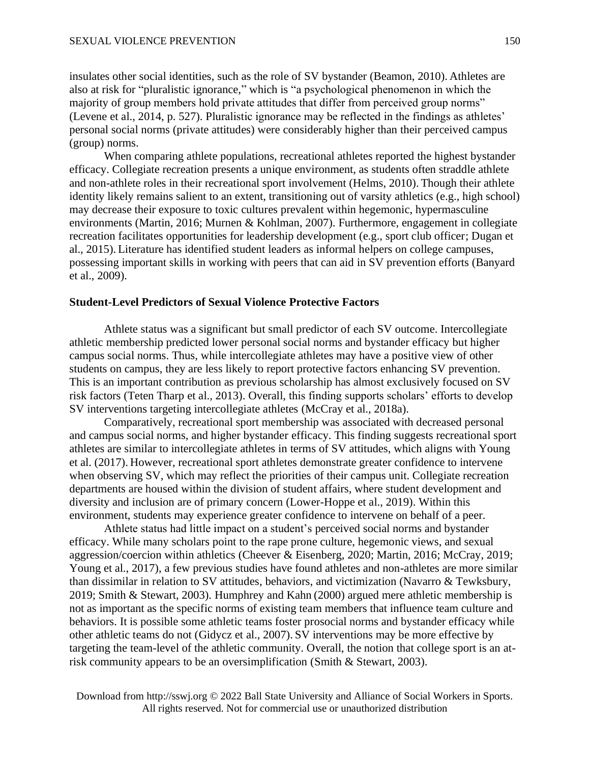insulates other social identities, such as the role of SV bystander (Beamon, 2010). Athletes are also at risk for "pluralistic ignorance," which is "a psychological phenomenon in which the majority of group members hold private attitudes that differ from perceived group norms" (Levene et al., 2014, p. 527). Pluralistic ignorance may be reflected in the findings as athletes' personal social norms (private attitudes) were considerably higher than their perceived campus (group) norms.

When comparing athlete populations, recreational athletes reported the highest bystander efficacy. Collegiate recreation presents a unique environment, as students often straddle athlete and non-athlete roles in their recreational sport involvement (Helms, 2010). Though their athlete identity likely remains salient to an extent, transitioning out of varsity athletics (e.g., high school) may decrease their exposure to toxic cultures prevalent within hegemonic, hypermasculine environments (Martin, 2016; Murnen & Kohlman, 2007). Furthermore, engagement in collegiate recreation facilitates opportunities for leadership development (e.g., sport club officer; Dugan et al., 2015). Literature has identified student leaders as informal helpers on college campuses, possessing important skills in working with peers that can aid in SV prevention efforts (Banyard et al., 2009).

### Student-Level Predictors of Sexual Violence Protective Factors

Athlete status was a significant but small predictor of each SV outcome. Intercollegiate athletic membership predicted lower personal social norms and bystander efficacy but higher campus social norms. Thus, while intercollegiate athletes may have a positive view of other students on campus, they are less likely to report protective factors enhancing SV prevention. This is an important contribution as previous scholarship has almost exclusively focused on SV risk factors (Teten Tharp et al., 2013). Overall, this finding supports scholars' efforts to develop SV interventions targeting intercollegiate athletes (McCray et al., 2018a).

Comparatively, recreational sport membership was associated with decreased personal and campus social norms, and higher bystander efficacy. This finding suggests recreational sport athletes are similar to intercollegiate athletes in terms of SV attitudes, which aligns with Young et al. (2017). However, recreational sport athletes demonstrate greater confidence to intervene when observing SV, which may reflect the priorities of their campus unit. Collegiate recreation departments are housed within the division of student affairs, where student development and diversity and inclusion are of primary concern (Lower-Hoppe et al., 2019). Within this environment, students may experience greater confidence to intervene on behalf of a peer.

Athlete status had little impact on a student's perceived social norms and bystander efficacy. While many scholars point to the rape prone culture, hegemonic views, and sexual aggression/coercion within athletics (Cheever & Eisenberg, 2020; Martin, 2016; McCray, 2019; Young et al., 2017), a few previous studies have found athletes and non-athletes are more similar than dissimilar in relation to SV attitudes, behaviors, and victimization (Navarro & Tewksbury, 2019; Smith & Stewart, 2003). Humphrey and Kahn (2000) argued mere athletic membership is not as important as the specific norms of existing team members that influence team culture and behaviors. It is possible some athletic teams foster prosocial norms and bystander efficacy while other athletic teams do not (Gidycz et al., 2007). SV interventions may be more effective by targeting the team-level of the athletic community. Overall, the notion that college sport is an at-risk community appears to be an oversimplification (Smith & Stewart, 2003).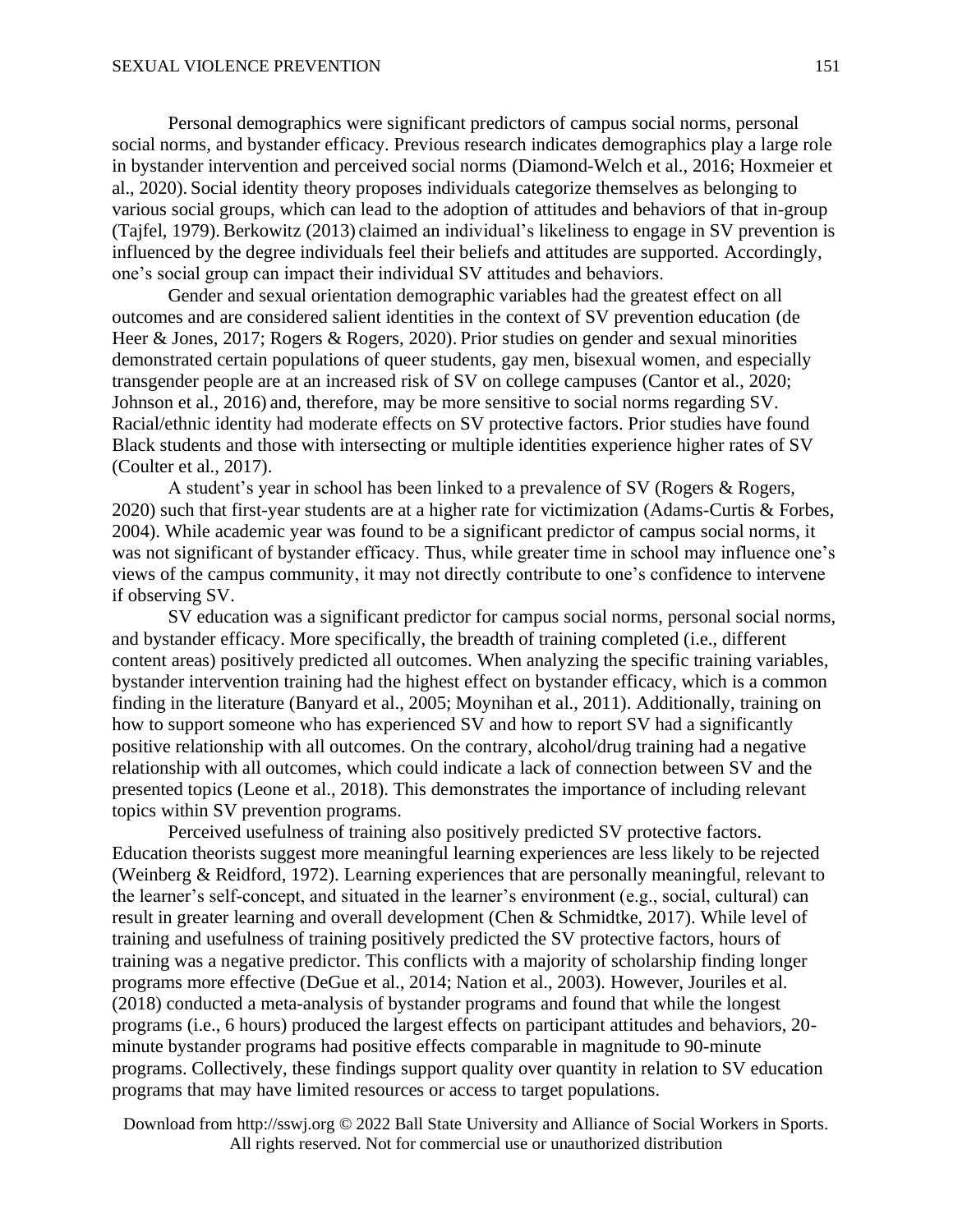Personal demographics were significant predictors of campus social norms, personal social norms, and bystander efficacy. Previous research indicates demographics play a large role in bystander intervention and perceived social norms (Diamond-Welch et al., 2016; Hoxmeier et al., 2020). Social identity theory proposes individuals categorize themselves as belonging to various social groups, which can lead to the adoption of attitudes and behaviors of that in-group (Tajfel, 1979). Berkowitz (2013) claimed an individual's likeliness to engage in SV prevention is influenced by the degree individuals feel their beliefs and attitudes are supported. Accordingly, one's social group can impact their individual SV attitudes and behaviors.

Gender and sexual orientation demographic variables had the greatest effect on all outcomes and are considered salient identities in the context of SV prevention education (de Heer & Jones, 2017; Rogers & Rogers, 2020). Prior studies on gender and sexual minorities demonstrated certain populations of queer students, gay men, bisexual women, and especially transgender people are at an increased risk of SV on college campuses (Cantor et al., 2020; Johnson et al., 2016) and, therefore, may be more sensitive to social norms regarding SV. Racial/ethnic identity had moderate effects on SV protective factors. Prior studies have found Black students and those with intersecting or multiple identities experience higher rates of SV (Coulter et al., 2017).

A student's year in school has been linked to a prevalence of SV (Rogers & Rogers, 2020) such that first-year students are at a higher rate for victimization (Adams-Curtis & Forbes, 2004). While academic year was found to be a significant predictor of campus social norms, it was not significant of bystander efficacy. Thus, while greater time in school may influence one's views of the campus community, it may not directly contribute to one's confidence to intervene if observing SV.

SV education was a significant predictor for campus social norms, personal social norms, and bystander efficacy. More specifically, the breadth of training completed (i.e., different content areas) positively predicted all outcomes. When analyzing the specific training variables, bystander intervention training had the highest effect on bystander efficacy, which is a common finding in the literature (Banyard et al., 2005; Moynihan et al., 2011). Additionally, training on how to support someone who has experienced SV and how to report SV had a significantly positive relationship with all outcomes. On the contrary, alcohol/drug training had a negative relationship with all outcomes, which could indicate a lack of connection between SV and the presented topics (Leone et al., 2018). This demonstrates the importance of including relevant topics within SV prevention programs.

Perceived usefulness of training also positively predicted SV protective factors. Education theorists suggest more meaningful learning experiences are less likely to be rejected (Weinberg & Reidford, 1972). Learning experiences that are personally meaningful, relevant to the learner's self-concept, and situated in the learner's environment (e.g., social, cultural) can result in greater learning and overall development (Chen & Schmidtke, 2017). While level of training and usefulness of training positively predicted the SV protective factors, hours of training was a negative predictor. This conflicts with a majority of scholarship finding longer programs more effective (DeGue et al., 2014; Nation et al., 2003). However, Jouriles et al. (2018) conducted a meta-analysis of bystander programs and found that while the longest programs (i.e., 6 hours) produced the largest effects on participant attitudes and behaviors, 20-minute bystander programs had positive effects comparable in magnitude to 90-minute programs. Collectively, these findings support quality over quantity in relation to SV education programs that may have limited resources or access to target populations.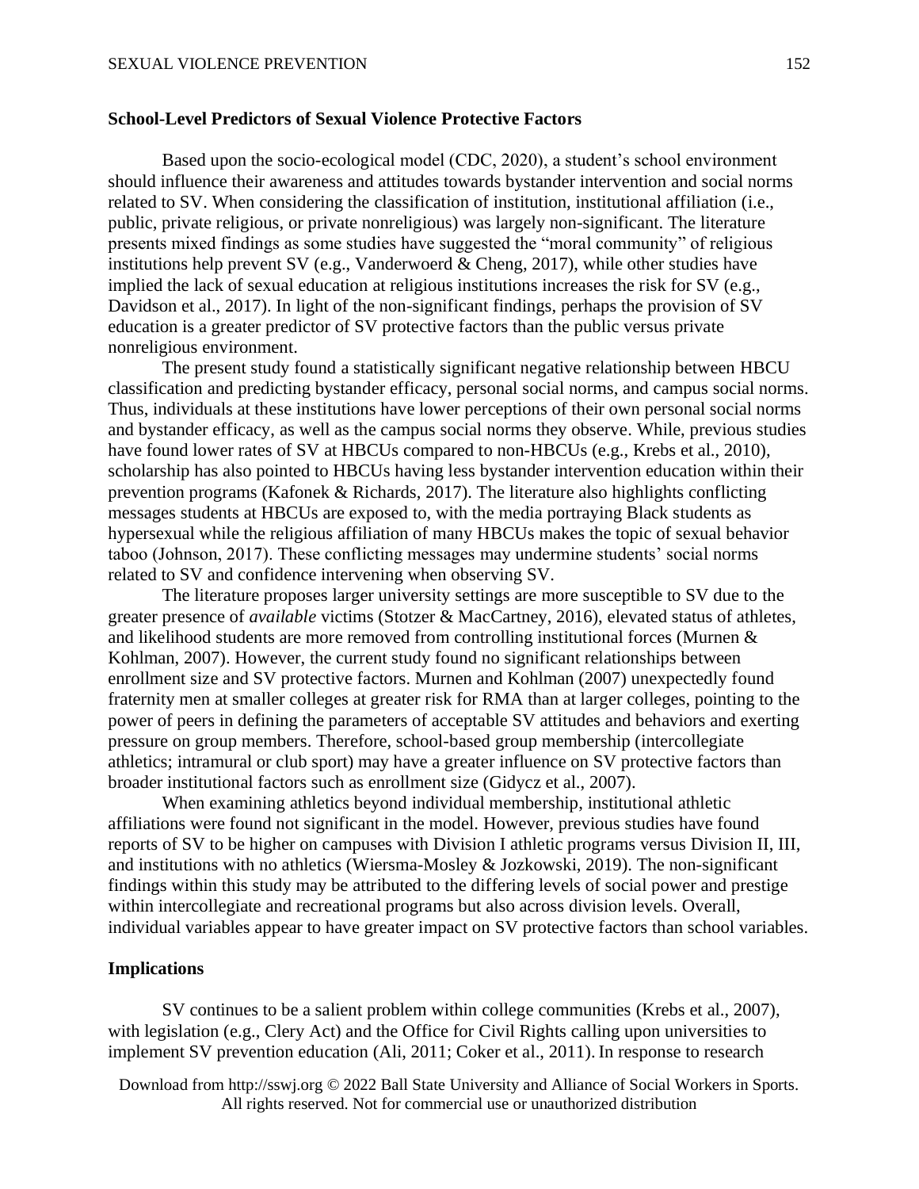## School-Level Predictors of Sexual Violence Protective Factors

Based upon the socio-ecological model (CDC, 2020), a student's school environment should influence their awareness and attitudes towards bystander intervention and social norms related to SV. When considering the classification of institution, institutional affiliation (i.e., public, private religious, or private nonreligious) was largely non-significant. The literature presents mixed findings as some studies have suggested the "moral community" of religious institutions help prevent SV (e.g., Vanderwoerd & Cheng, 2017), while other studies have implied the lack of sexual education at religious institutions increases the risk for SV (e.g., Davidson et al., 2017). In light of the non-significant findings, perhaps the provision of SV education is a greater predictor of SV protective factors than the public versus private nonreligious environment.

The present study found a statistically significant negative relationship between HBCU classification and predicting bystander efficacy, personal social norms, and campus social norms. Thus, individuals at these institutions have lower perceptions of their own personal social norms and bystander efficacy, as well as the campus social norms they observe. While, previous studies have found lower rates of SV at HBCUs compared to non-HBCUs (e.g., Krebs et al., 2010), scholarship has also pointed to HBCUs having less bystander intervention education within their prevention programs (Kafonek & Richards, 2017). The literature also highlights conflicting messages students at HBCUs are exposed to, with the media portraying Black students as hypersexual while the religious affiliation of many HBCUs makes the topic of sexual behavior taboo (Johnson, 2017). These conflicting messages may undermine students' social norms related to SV and confidence intervening when observing SV.

The literature proposes larger university settings are more susceptible to SV due to the greater presence of *available* victims (Stotzer & MacCartney, 2016), elevated status of athletes, and likelihood students are more removed from controlling institutional forces (Murnen & Kohlman, 2007). However, the current study found no significant relationships between enrollment size and SV protective factors. Murnen and Kohlman (2007) unexpectedly found fraternity men at smaller colleges at greater risk for RMA than at larger colleges, pointing to the power of peers in defining the parameters of acceptable SV attitudes and behaviors and exerting pressure on group members. Therefore, school-based group membership (intercollegiate athletics; intramural or club sport) may have a greater influence on SV protective factors than broader institutional factors such as enrollment size (Gidycz et al., 2007).

When examining athletics beyond individual membership, institutional athletic affiliations were found not significant in the model. However, previous studies have found reports of SV to be higher on campuses with Division I athletic programs versus Division II, III, and institutions with no athletics (Wiersma-Mosley & Jozkowski, 2019). The non-significant findings within this study may be attributed to the differing levels of social power and prestige within intercollegiate and recreational programs but also across division levels. Overall, individual variables appear to have greater impact on SV protective factors than school variables.

## Implications

SV continues to be a salient problem within college communities (Krebs et al., 2007), with legislation (e.g., Clery Act) and the Office for Civil Rights calling upon universities to implement SV prevention education (Ali, 2011; Coker et al., 2011). In response to research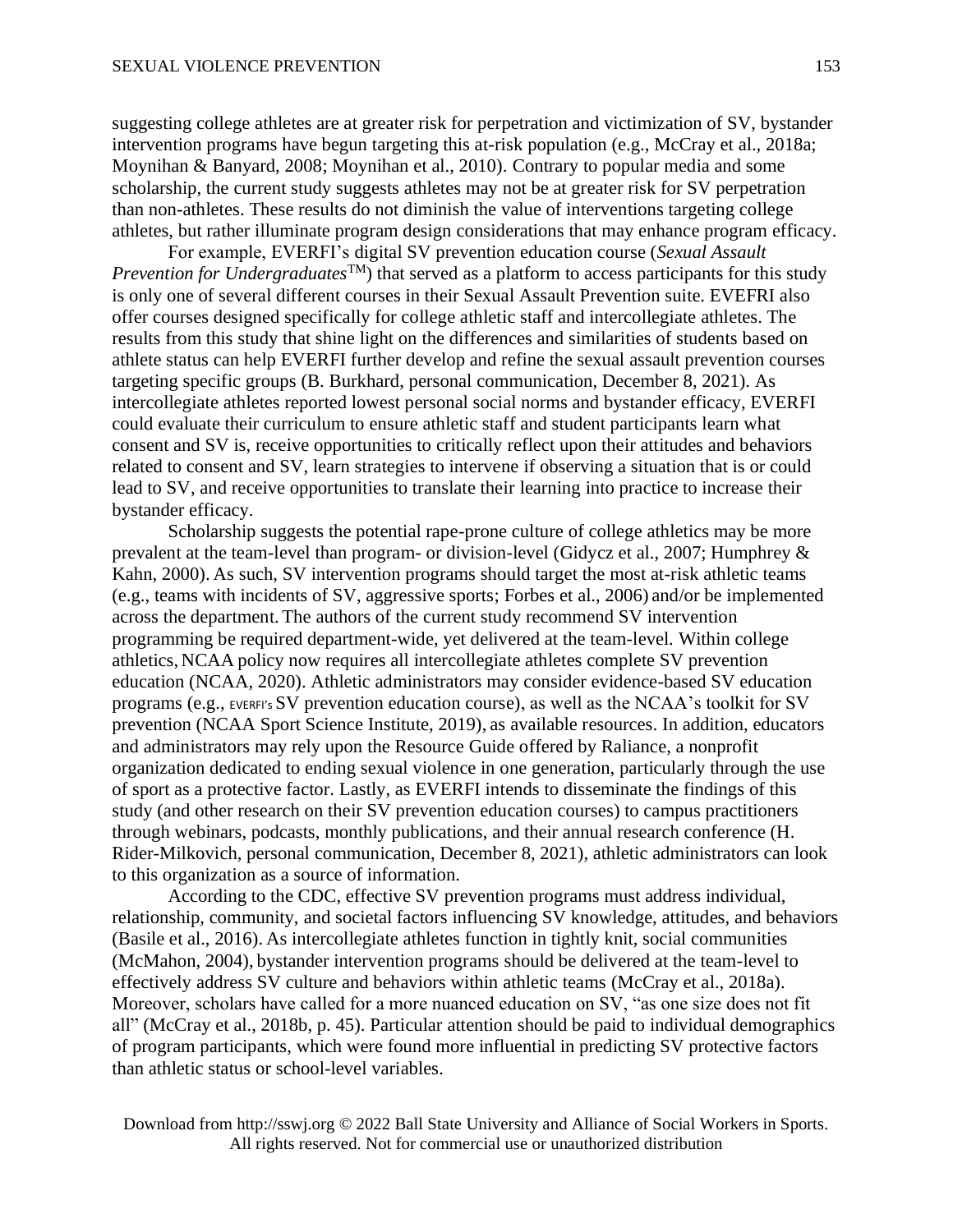suggesting college athletes are at greater risk for perpetration and victimization of SV, bystander intervention programs have begun targeting this at-risk population (e.g., McCray et al., 2018a; Moynihan & Banyard, 2008; Moynihan et al., 2010). Contrary to popular media and some scholarship, the current study suggests athletes may not be at greater risk for SV perpetration than non-athletes. These results do not diminish the value of interventions targeting college athletes, but rather illuminate program design considerations that may enhance program efficacy.

For example, EVERFI's digital SV prevention education course (*Sexual Assault Prevention for Undergraduates*™) that served as a platform to access participants for this study is only one of several different courses in their Sexual Assault Prevention suite. EVEFRI also offer courses designed specifically for college athletic staff and intercollegiate athletes. The results from this study that shine light on the differences and similarities of students based on athlete status can help EVERFI further develop and refine the sexual assault prevention courses targeting specific groups (B. Burkhard, personal communication, December 8, 2021). As intercollegiate athletes reported lowest personal social norms and bystander efficacy, EVERFI could evaluate their curriculum to ensure athletic staff and student participants learn what consent and SV is, receive opportunities to critically reflect upon their attitudes and behaviors related to consent and SV, learn strategies to intervene if observing a situation that is or could lead to SV, and receive opportunities to translate their learning into practice to increase their bystander efficacy.

Scholarship suggests the potential rape-prone culture of college athletics may be more prevalent at the team-level than program- or division-level (Gidycz et al., 2007; Humphrey & Kahn, 2000). As such, SV intervention programs should target the most at-risk athletic teams (e.g., teams with incidents of SV, aggressive sports; Forbes et al., 2006) and/or be implemented across the department. The authors of the current study recommend SV intervention programming be required department-wide, yet delivered at the team-level. Within college athletics, NCAA policy now requires all intercollegiate athletes complete SV prevention education (NCAA, 2020). Athletic administrators may consider evidence-based SV education programs (e.g., EVERFI's SV prevention education course), as well as the NCAA's toolkit for SV prevention (NCAA Sport Science Institute, 2019), as available resources. In addition, educators and administrators may rely upon the Resource Guide offered by Raliance, a nonprofit organization dedicated to ending sexual violence in one generation, particularly through the use of sport as a protective factor. Lastly, as EVERFI intends to disseminate the findings of this study (and other research on their SV prevention education courses) to campus practitioners through webinars, podcasts, monthly publications, and their annual research conference (H. Rider-Milkovich, personal communication, December 8, 2021), athletic administrators can look to this organization as a source of information.

According to the CDC, effective SV prevention programs must address individual, relationship, community, and societal factors influencing SV knowledge, attitudes, and behaviors (Basile et al., 2016). As intercollegiate athletes function in tightly knit, social communities (McMahon, 2004), bystander intervention programs should be delivered at the team-level to effectively address SV culture and behaviors within athletic teams (McCray et al., 2018a). Moreover, scholars have called for a more nuanced education on SV, "as one size does not fit all" (McCray et al., 2018b, p. 45). Particular attention should be paid to individual demographics of program participants, which were found more influential in predicting SV protective factors than athletic status or school-level variables.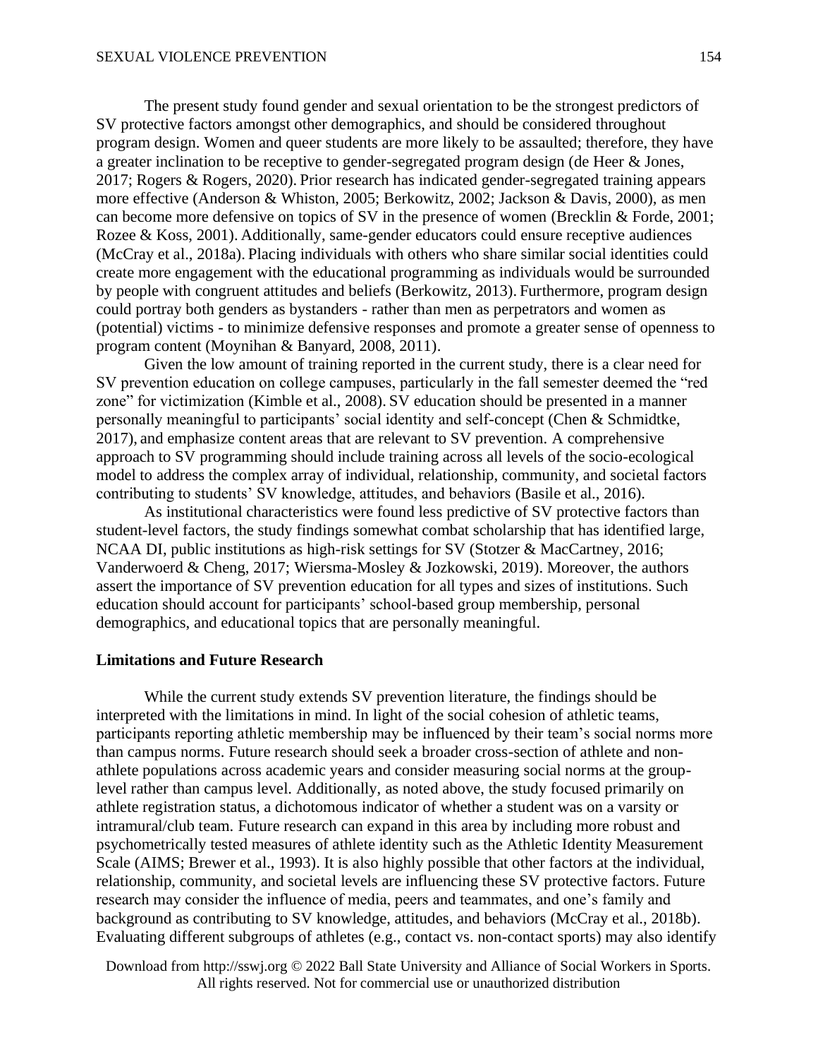The present study found gender and sexual orientation to be the strongest predictors of SV protective factors amongst other demographics, and should be considered throughout program design. Women and queer students are more likely to be assaulted; therefore, they have a greater inclination to be receptive to gender-segregated program design (de Heer & Jones, 2017; Rogers & Rogers, 2020). Prior research has indicated gender-segregated training appears more effective (Anderson & Whiston, 2005; Berkowitz, 2002; Jackson & Davis, 2000), as men can become more defensive on topics of SV in the presence of women (Brecklin & Forde, 2001; Rozee & Koss, 2001). Additionally, same-gender educators could ensure receptive audiences (McCray et al., 2018a). Placing individuals with others who share similar social identities could create more engagement with the educational programming as individuals would be surrounded by people with congruent attitudes and beliefs (Berkowitz, 2013). Furthermore, program design could portray both genders as bystanders - rather than men as perpetrators and women as (potential) victims - to minimize defensive responses and promote a greater sense of openness to program content (Moynihan & Banyard, 2008, 2011).

Given the low amount of training reported in the current study, there is a clear need for SV prevention education on college campuses, particularly in the fall semester deemed the "red zone" for victimization (Kimble et al., 2008). SV education should be presented in a manner personally meaningful to participants' social identity and self-concept (Chen & Schmidtke, 2017), and emphasize content areas that are relevant to SV prevention. A comprehensive approach to SV programming should include training across all levels of the socio-ecological model to address the complex array of individual, relationship, community, and societal factors contributing to students' SV knowledge, attitudes, and behaviors (Basile et al., 2016).

As institutional characteristics were found less predictive of SV protective factors than student-level factors, the study findings somewhat combat scholarship that has identified large, NCAA DI, public institutions as high-risk settings for SV (Stotzer & MacCartney, 2016; Vanderwoerd & Cheng, 2017; Wiersma-Mosley & Jozkowski, 2019). Moreover, the authors assert the importance of SV prevention education for all types and sizes of institutions. Such education should account for participants' school-based group membership, personal demographics, and educational topics that are personally meaningful.

## Limitations and Future Research

While the current study extends SV prevention literature, the findings should be interpreted with the limitations in mind. In light of the social cohesion of athletic teams, participants reporting athletic membership may be influenced by their team's social norms more than campus norms. Future research should seek a broader cross-section of athlete and non-athlete populations across academic years and consider measuring social norms at the group-level rather than campus level. Additionally, as noted above, the study focused primarily on athlete registration status, a dichotomous indicator of whether a student was on a varsity or intramural/club team. Future research can expand in this area by including more robust and psychometrically tested measures of athlete identity such as the Athletic Identity Measurement Scale (AIMS; Brewer et al., 1993). It is also highly possible that other factors at the individual, relationship, community, and societal levels are influencing these SV protective factors. Future research may consider the influence of media, peers and teammates, and one's family and background as contributing to SV knowledge, attitudes, and behaviors (McCray et al., 2018b). Evaluating different subgroups of athletes (e.g., contact vs. non-contact sports) may also identify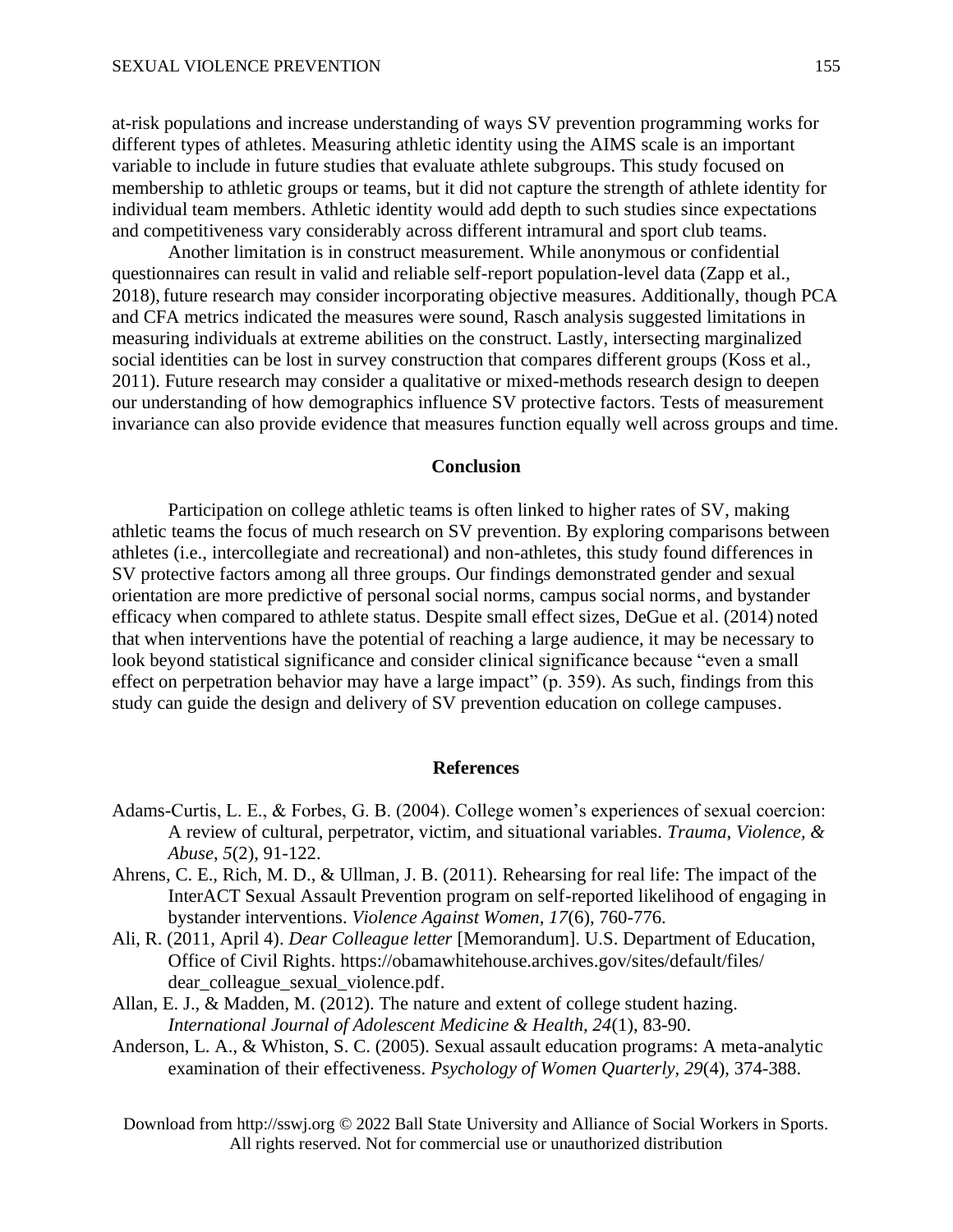at-risk populations and increase understanding of ways SV prevention programming works for different types of athletes. Measuring athletic identity using the AIMS scale is an important variable to include in future studies that evaluate athlete subgroups. This study focused on membership to athletic groups or teams, but it did not capture the strength of athlete identity for individual team members. Athletic identity would add depth to such studies since expectations and competitiveness vary considerably across different intramural and sport club teams.

Another limitation is in construct measurement. While anonymous or confidential questionnaires can result in valid and reliable self-report population-level data (Zapp et al., 2018), future research may consider incorporating objective measures. Additionally, though PCA and CFA metrics indicated the measures were sound, Rasch analysis suggested limitations in measuring individuals at extreme abilities on the construct. Lastly, intersecting marginalized social identities can be lost in survey construction that compares different groups (Koss et al., 2011). Future research may consider a qualitative or mixed-methods research design to deepen our understanding of how demographics influence SV protective factors. Tests of measurement invariance can also provide evidence that measures function equally well across groups and time.

## Conclusion

Participation on college athletic teams is often linked to higher rates of SV, making athletic teams the focus of much research on SV prevention. By exploring comparisons between athletes (i.e., intercollegiate and recreational) and non-athletes, this study found differences in SV protective factors among all three groups. Our findings demonstrated gender and sexual orientation are more predictive of personal social norms, campus social norms, and bystander efficacy when compared to athlete status. Despite small effect sizes, DeGue et al. (2014) noted that when interventions have the potential of reaching a large audience, it may be necessary to look beyond statistical significance and consider clinical significance because "even a small effect on perpetration behavior may have a large impact" (p. 359). As such, findings from this study can guide the design and delivery of SV prevention education on college campuses.

## References

Adams-Curtis, L. E., & Forbes, G. B. (2004). College women's experiences of sexual coercion: A review of cultural, perpetrator, victim, and situational variables. *Trauma, Violence, & Abuse*, *5*(2), 91-122.

Ahrens, C. E., Rich, M. D., & Ullman, J. B. (2011). Rehearsing for real life: The impact of the InterACT Sexual Assault Prevention program on self-reported likelihood of engaging in bystander interventions. *Violence Against Women, 17*(6), 760-776.

Ali, R. (2011, April 4). *Dear Colleague letter* [Memorandum]. U.S. Department of Education, Office of Civil Rights. https://obamawhitehouse.archives.gov/sites/default/files/dear_colleague_sexual_violence.pdf.

Allan, E. J., & Madden, M. (2012). The nature and extent of college student hazing. *International Journal of Adolescent Medicine & Health*, *24*(1), 83-90.

Anderson, L. A., & Whiston, S. C. (2005). Sexual assault education programs: A meta-analytic examination of their effectiveness. *Psychology of Women Quarterly*, *29*(4), 374-388.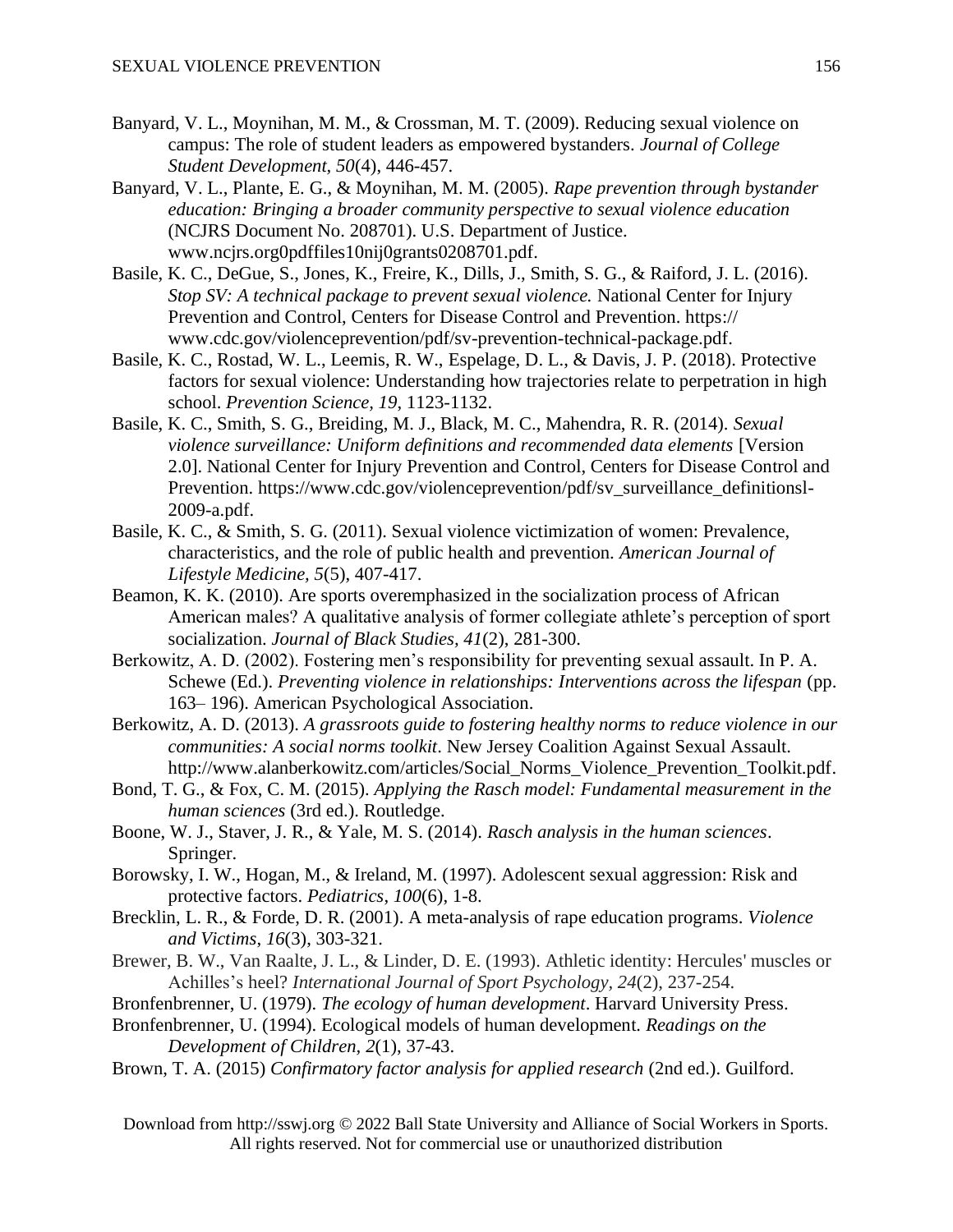Banyard, V. L., Moynihan, M. M., & Crossman, M. T. (2009). Reducing sexual violence on campus: The role of student leaders as empowered bystanders. *Journal of College Student Development*, *50*(4), 446-457.

Banyard, V. L., Plante, E. G., & Moynihan, M. M. (2005). *Rape prevention through bystander education: Bringing a broader community perspective to sexual violence education* (NCJRS Document No. 208701). U.S. Department of Justice. www.ncjrs.org0pdffiles10nij0grants0208701.pdf.

Basile, K. C., DeGue, S., Jones, K., Freire, K., Dills, J., Smith, S. G., & Raiford, J. L. (2016). *Stop SV: A technical package to prevent sexual violence.* National Center for Injury Prevention and Control, Centers for Disease Control and Prevention. https:// www.cdc.gov/violenceprevention/pdf/sv-prevention-technical-package.pdf.

Basile, K. C., Rostad, W. L., Leemis, R. W., Espelage, D. L., & Davis, J. P. (2018). Protective factors for sexual violence: Understanding how trajectories relate to perpetration in high school. *Prevention Science, 19*, 1123-1132.

Basile, K. C., Smith, S. G., Breiding, M. J., Black, M. C., Mahendra, R. R. (2014). *Sexual violence surveillance: Uniform definitions and recommended data elements* [Version 2.0]. National Center for Injury Prevention and Control, Centers for Disease Control and Prevention. https://www.cdc.gov/violenceprevention/pdf/sv_surveillance_definitionsl-2009-a.pdf.

Basile, K. C., & Smith, S. G. (2011). Sexual violence victimization of women: Prevalence, characteristics, and the role of public health and prevention. *American Journal of Lifestyle Medicine, 5*(5), 407-417.

Beamon, K. K. (2010). Are sports overemphasized in the socialization process of African American males? A qualitative analysis of former collegiate athlete's perception of sport socialization. *Journal of Black Studies, 41*(2), 281-300.

Berkowitz, A. D. (2002). Fostering men's responsibility for preventing sexual assault. In P. A. Schewe (Ed.). *Preventing violence in relationships: Interventions across the lifespan* (pp. 163– 196). American Psychological Association.

Berkowitz, A. D. (2013). *A grassroots guide to fostering healthy norms to reduce violence in our communities: A social norms toolkit*. New Jersey Coalition Against Sexual Assault. http://www.alanberkowitz.com/articles/Social_Norms_Violence_Prevention_Toolkit.pdf.

Bond, T. G., & Fox, C. M. (2015). *Applying the Rasch model: Fundamental measurement in the human sciences* (3rd ed.). Routledge.

Boone, W. J., Staver, J. R., & Yale, M. S. (2014). *Rasch analysis in the human sciences*. Springer.

Borowsky, I. W., Hogan, M., & Ireland, M. (1997). Adolescent sexual aggression: Risk and protective factors. *Pediatrics*, *100*(6), 1-8.

Brecklin, L. R., & Forde, D. R. (2001). A meta-analysis of rape education programs. *Violence and Victims*, *16*(3), 303-321.

Brewer, B. W., Van Raalte, J. L., & Linder, D. E. (1993). Athletic identity: Hercules' muscles or Achilles's heel? *International Journal of Sport Psychology, 24*(2), 237-254.

Bronfenbrenner, U. (1979). *The ecology of human development*. Harvard University Press.

Bronfenbrenner, U. (1994). Ecological models of human development. *Readings on the Development of Children, 2*(1), 37-43.

Brown, T. A. (2015) *Confirmatory factor analysis for applied research* (2nd ed.). Guilford.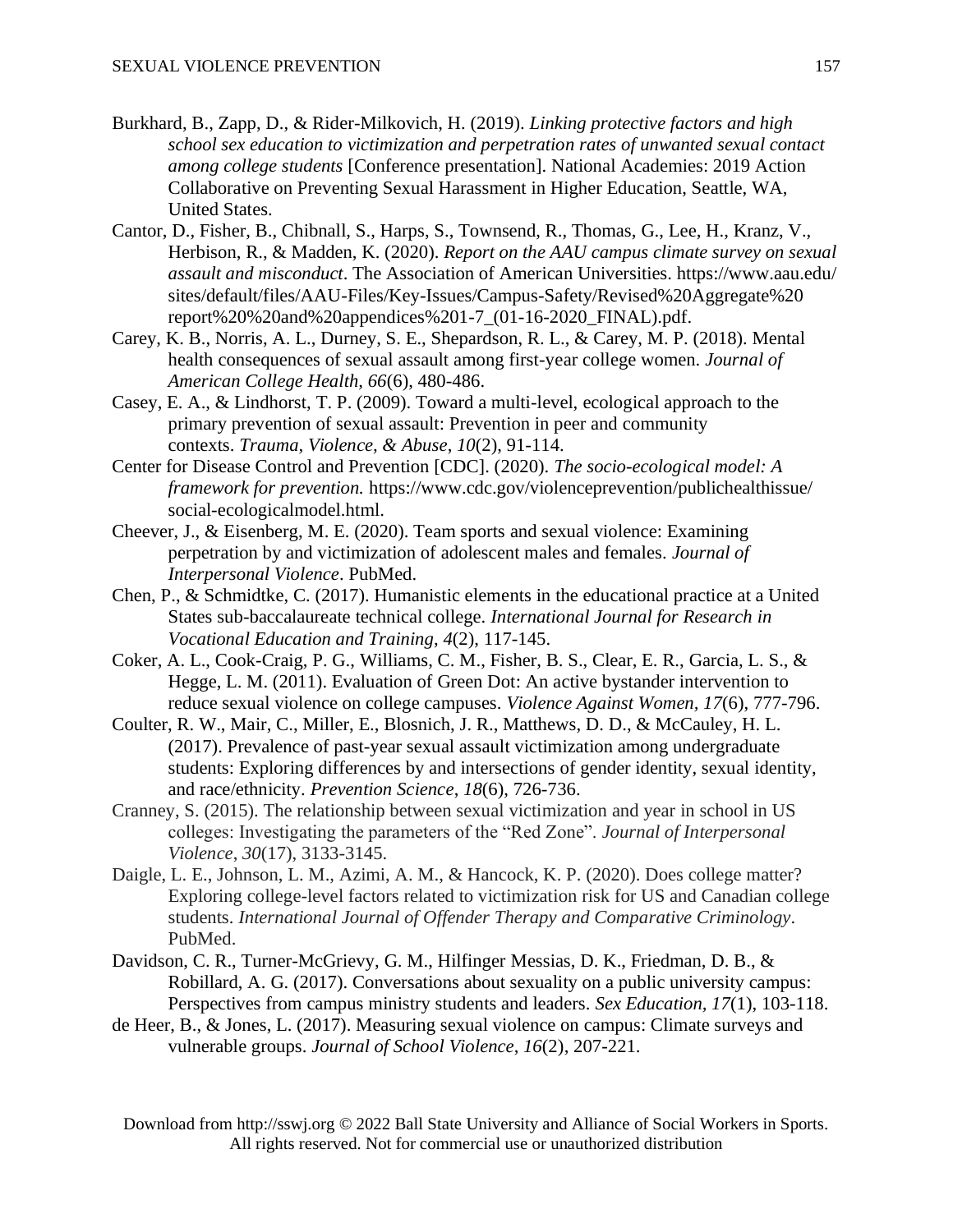Burkhard, B., Zapp, D., & Rider-Milkovich, H. (2019). *Linking protective factors and high school sex education to victimization and perpetration rates of unwanted sexual contact among college students* [Conference presentation]. National Academies: 2019 Action Collaborative on Preventing Sexual Harassment in Higher Education, Seattle, WA, United States.

Cantor, D., Fisher, B., Chibnall, S., Harps, S., Townsend, R., Thomas, G., Lee, H., Kranz, V., Herbison, R., & Madden, K. (2020). *Report on the AAU campus climate survey on sexual assault and misconduct*. The Association of American Universities. https://www.aau.edu/sites/default/files/AAU-Files/Key-Issues/Campus-Safety/Revised%20Aggregate%20report%20%20and%20appendices%201-7_(01-16-2020_FINAL).pdf.

Carey, K. B., Norris, A. L., Durney, S. E., Shepardson, R. L., & Carey, M. P. (2018). Mental health consequences of sexual assault among first-year college women. *Journal of American College Health, 66*(6), 480-486.

Casey, E. A., & Lindhorst, T. P. (2009). Toward a multi-level, ecological approach to the primary prevention of sexual assault: Prevention in peer and community contexts. *Trauma, Violence, & Abuse*, *10*(2), 91-114.

Center for Disease Control and Prevention [CDC]. (2020). *The socio-ecological model: A framework for prevention.* https://www.cdc.gov/violenceprevention/publichealthissue/social-ecologicalmodel.html.

Cheever, J., & Eisenberg, M. E. (2020). Team sports and sexual violence: Examining perpetration by and victimization of adolescent males and females. *Journal of Interpersonal Violence*. PubMed.

Chen, P., & Schmidtke, C. (2017). Humanistic elements in the educational practice at a United States sub-baccalaureate technical college. *International Journal for Research in Vocational Education and Training*, *4*(2), 117-145.

Coker, A. L., Cook-Craig, P. G., Williams, C. M., Fisher, B. S., Clear, E. R., Garcia, L. S., & Hegge, L. M. (2011). Evaluation of Green Dot: An active bystander intervention to reduce sexual violence on college campuses. *Violence Against Women*, *17*(6), 777-796.

Coulter, R. W., Mair, C., Miller, E., Blosnich, J. R., Matthews, D. D., & McCauley, H. L. (2017). Prevalence of past-year sexual assault victimization among undergraduate students: Exploring differences by and intersections of gender identity, sexual identity, and race/ethnicity. *Prevention Science*, *18*(6), 726-736.

Cranney, S. (2015). The relationship between sexual victimization and year in school in US colleges: Investigating the parameters of the "Red Zone". *Journal of Interpersonal Violence*, *30*(17), 3133-3145.

Daigle, L. E., Johnson, L. M., Azimi, A. M., & Hancock, K. P. (2020). Does college matter? Exploring college-level factors related to victimization risk for US and Canadian college students. *International Journal of Offender Therapy and Comparative Criminology*. PubMed.

Davidson, C. R., Turner-McGrievy, G. M., Hilfinger Messias, D. K., Friedman, D. B., & Robillard, A. G. (2017). Conversations about sexuality on a public university campus: Perspectives from campus ministry students and leaders. *Sex Education*, *17*(1), 103-118.

de Heer, B., & Jones, L. (2017). Measuring sexual violence on campus: Climate surveys and vulnerable groups. *Journal of School Violence*, *16*(2), 207-221.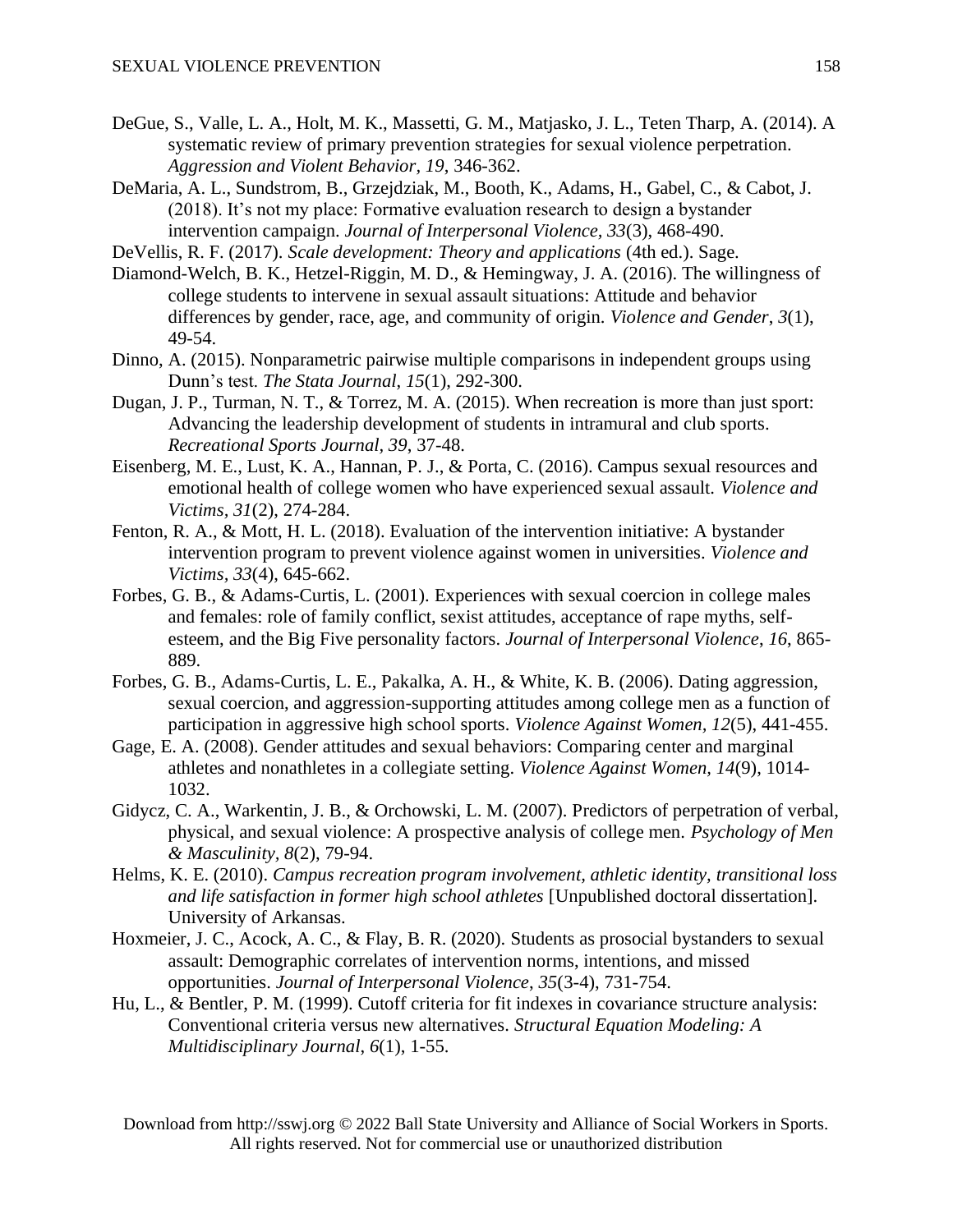DeGue, S., Valle, L. A., Holt, M. K., Massetti, G. M., Matjasko, J. L., Teten Tharp, A. (2014). A systematic review of primary prevention strategies for sexual violence perpetration. *Aggression and Violent Behavior*, *19*, 346-362.

DeMaria, A. L., Sundstrom, B., Grzejdziak, M., Booth, K., Adams, H., Gabel, C., & Cabot, J. (2018). It's not my place: Formative evaluation research to design a bystander intervention campaign. *Journal of Interpersonal Violence*, *33*(3), 468-490.

DeVellis, R. F. (2017). *Scale development: Theory and applications* (4th ed.). Sage.

Diamond-Welch, B. K., Hetzel-Riggin, M. D., & Hemingway, J. A. (2016). The willingness of college students to intervene in sexual assault situations: Attitude and behavior differences by gender, race, age, and community of origin. *Violence and Gender*, *3*(1), 49-54.

Dinno, A. (2015). Nonparametric pairwise multiple comparisons in independent groups using Dunn's test. *The Stata Journal*, *15*(1), 292-300.

Dugan, J. P., Turman, N. T., & Torrez, M. A. (2015). When recreation is more than just sport: Advancing the leadership development of students in intramural and club sports. *Recreational Sports Journal*, *39*, 37-48.

Eisenberg, M. E., Lust, K. A., Hannan, P. J., & Porta, C. (2016). Campus sexual resources and emotional health of college women who have experienced sexual assault. *Violence and Victims*, *31*(2), 274-284.

Fenton, R. A., & Mott, H. L. (2018). Evaluation of the intervention initiative: A bystander intervention program to prevent violence against women in universities. *Violence and Victims*, *33*(4), 645-662.

Forbes, G. B., & Adams-Curtis, L. (2001). Experiences with sexual coercion in college males and females: role of family conflict, sexist attitudes, acceptance of rape myths, self-esteem, and the Big Five personality factors. *Journal of Interpersonal Violence*, *16*, 865-889.

Forbes, G. B., Adams-Curtis, L. E., Pakalka, A. H., & White, K. B. (2006). Dating aggression, sexual coercion, and aggression-supporting attitudes among college men as a function of participation in aggressive high school sports. *Violence Against Women*, *12*(5), 441-455.

Gage, E. A. (2008). Gender attitudes and sexual behaviors: Comparing center and marginal athletes and nonathletes in a collegiate setting. *Violence Against Women, 14*(9), 1014-1032.

Gidycz, C. A., Warkentin, J. B., & Orchowski, L. M. (2007). Predictors of perpetration of verbal, physical, and sexual violence: A prospective analysis of college men. *Psychology of Men & Masculinity*, *8*(2), 79-94.

Helms, K. E. (2010). *Campus recreation program involvement, athletic identity, transitional loss and life satisfaction in former high school athletes* [Unpublished doctoral dissertation]. University of Arkansas.

Hoxmeier, J. C., Acock, A. C., & Flay, B. R. (2020). Students as prosocial bystanders to sexual assault: Demographic correlates of intervention norms, intentions, and missed opportunities. *Journal of Interpersonal Violence*, *35*(3-4), 731-754.

Hu, L., & Bentler, P. M. (1999). Cutoff criteria for fit indexes in covariance structure analysis: Conventional criteria versus new alternatives. *Structural Equation Modeling: A Multidisciplinary Journal*, *6*(1), 1-55.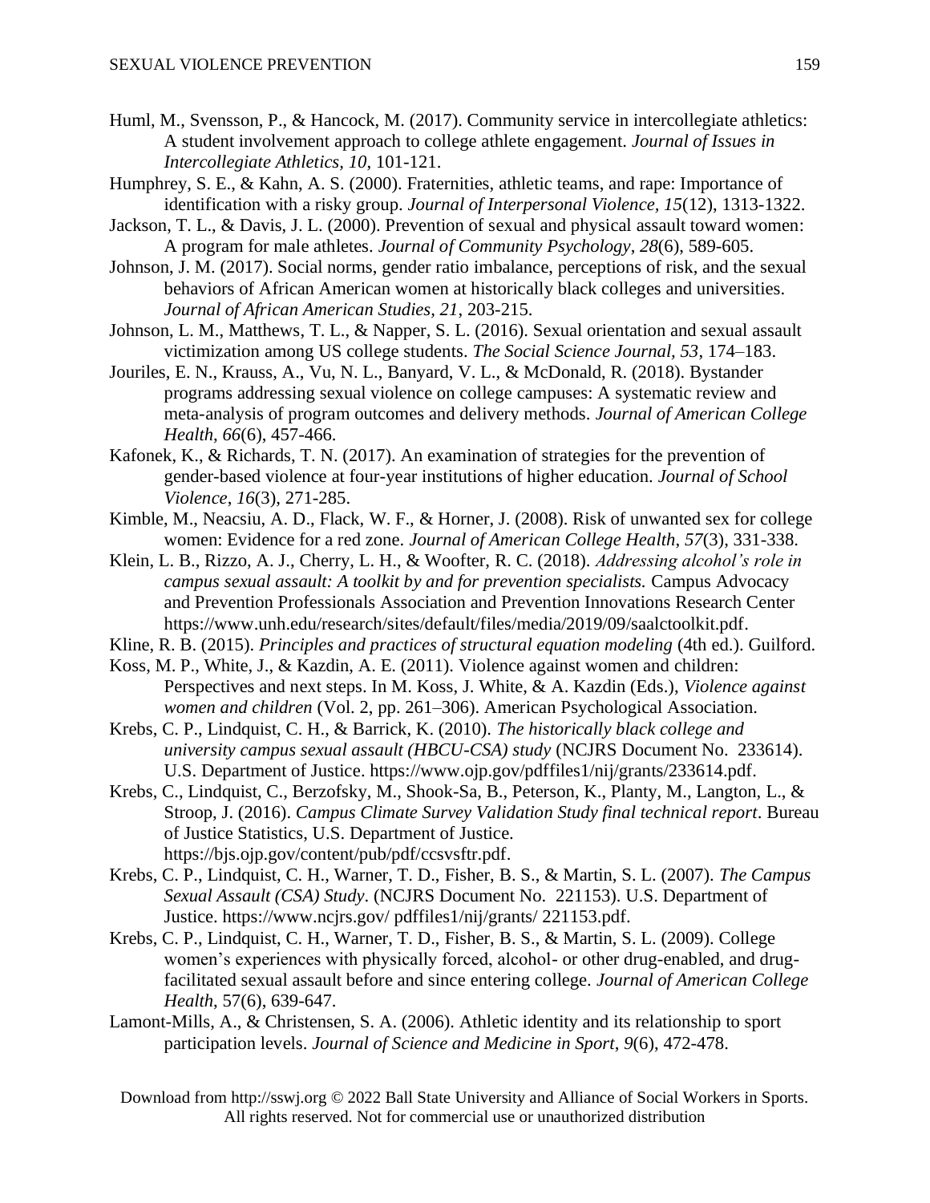Huml, M., Svensson, P., & Hancock, M. (2017). Community service in intercollegiate athletics: A student involvement approach to college athlete engagement. *Journal of Issues in Intercollegiate Athletics*, *10*, 101-121.

Humphrey, S. E., & Kahn, A. S. (2000). Fraternities, athletic teams, and rape: Importance of identification with a risky group. *Journal of Interpersonal Violence*, *15*(12), 1313-1322.

Jackson, T. L., & Davis, J. L. (2000). Prevention of sexual and physical assault toward women: A program for male athletes. *Journal of Community Psychology*, *28*(6), 589-605.

Johnson, J. M. (2017). Social norms, gender ratio imbalance, perceptions of risk, and the sexual behaviors of African American women at historically black colleges and universities. *Journal of African American Studies*, *21*, 203-215.

Johnson, L. M., Matthews, T. L., & Napper, S. L. (2016). Sexual orientation and sexual assault victimization among US college students. *The Social Science Journal*, *53*, 174–183.

Jouriles, E. N., Krauss, A., Vu, N. L., Banyard, V. L., & McDonald, R. (2018). Bystander programs addressing sexual violence on college campuses: A systematic review and meta-analysis of program outcomes and delivery methods. *Journal of American College Health*, *66*(6), 457-466.

Kafonek, K., & Richards, T. N. (2017). An examination of strategies for the prevention of gender-based violence at four-year institutions of higher education. *Journal of School Violence*, *16*(3), 271-285.

Kimble, M., Neacsiu, A. D., Flack, W. F., & Horner, J. (2008). Risk of unwanted sex for college women: Evidence for a red zone. *Journal of American College Health*, *57*(3), 331-338.

Klein, L. B., Rizzo, A. J., Cherry, L. H., & Woofter, R. C. (2018). *Addressing alcohol's role in campus sexual assault: A toolkit by and for prevention specialists.* Campus Advocacy and Prevention Professionals Association and Prevention Innovations Research Center https://www.unh.edu/research/sites/default/files/media/2019/09/saalctoolkit.pdf.

Kline, R. B. (2015). *Principles and practices of structural equation modeling* (4th ed.). Guilford.

Koss, M. P., White, J., & Kazdin, A. E. (2011). Violence against women and children: Perspectives and next steps. In M. Koss, J. White, & A. Kazdin (Eds.), *Violence against women and children* (Vol. 2, pp. 261–306). American Psychological Association.

Krebs, C. P., Lindquist, C. H., & Barrick, K. (2010). *The historically black college and university campus sexual assault (HBCU-CSA) study* (NCJRS Document No. 233614). U.S. Department of Justice. https://www.ojp.gov/pdffiles1/nij/grants/233614.pdf.

Krebs, C., Lindquist, C., Berzofsky, M., Shook-Sa, B., Peterson, K., Planty, M., Langton, L., & Stroop, J. (2016). *Campus Climate Survey Validation Study final technical report*. Bureau of Justice Statistics, U.S. Department of Justice. https://bjs.ojp.gov/content/pub/pdf/ccsvsftr.pdf.

Krebs, C. P., Lindquist, C. H., Warner, T. D., Fisher, B. S., & Martin, S. L. (2007). *The Campus Sexual Assault (CSA) Study*. (NCJRS Document No. 221153). U.S. Department of Justice. https://www.ncjrs.gov/ pdffiles1/nij/grants/ 221153.pdf.

Krebs, C. P., Lindquist, C. H., Warner, T. D., Fisher, B. S., & Martin, S. L. (2009). College women's experiences with physically forced, alcohol- or other drug-enabled, and drug-facilitated sexual assault before and since entering college. *Journal of American College Health*, 57(6), 639-647.

Lamont-Mills, A., & Christensen, S. A. (2006). Athletic identity and its relationship to sport participation levels. *Journal of Science and Medicine in Sport*, *9*(6), 472-478.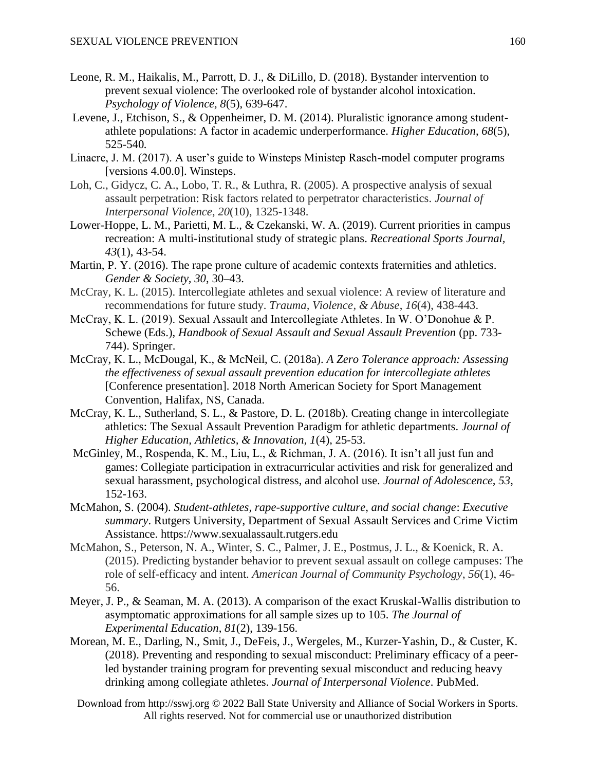Leone, R. M., Haikalis, M., Parrott, D. J., & DiLillo, D. (2018). Bystander intervention to prevent sexual violence: The overlooked role of bystander alcohol intoxication. *Psychology of Violence, 8*(5), 639-647.

Levene, J., Etchison, S., & Oppenheimer, D. M. (2014). Pluralistic ignorance among student-athlete populations: A factor in academic underperformance. *Higher Education*, *68*(5), 525-540.

Linacre, J. M. (2017). A user's guide to Winsteps Ministep Rasch-model computer programs [versions 4.00.0]. Winsteps.

Loh, C., Gidycz, C. A., Lobo, T. R., & Luthra, R. (2005). A prospective analysis of sexual assault perpetration: Risk factors related to perpetrator characteristics. *Journal of Interpersonal Violence*, *20*(10), 1325-1348.

Lower-Hoppe, L. M., Parietti, M. L., & Czekanski, W. A. (2019). Current priorities in campus recreation: A multi-institutional study of strategic plans. *Recreational Sports Journal, 43*(1), 43-54.

Martin, P. Y. (2016). The rape prone culture of academic contexts fraternities and athletics. *Gender & Society, 30*, 30–43.

McCray, K. L. (2015). Intercollegiate athletes and sexual violence: A review of literature and recommendations for future study. *Trauma, Violence, & Abuse*, *16*(4), 438-443.

McCray, K. L. (2019). Sexual Assault and Intercollegiate Athletes. In W. O'Donohue & P. Schewe (Eds.), *Handbook of Sexual Assault and Sexual Assault Prevention* (pp. 733-744). Springer.

McCray, K. L., McDougal, K., & McNeil, C. (2018a). *A Zero Tolerance approach: Assessing the effectiveness of sexual assault prevention education for intercollegiate athletes* [Conference presentation]. 2018 North American Society for Sport Management Convention, Halifax, NS, Canada.

McCray, K. L., Sutherland, S. L., & Pastore, D. L. (2018b). Creating change in intercollegiate athletics: The Sexual Assault Prevention Paradigm for athletic departments. *Journal of Higher Education, Athletics, & Innovation, 1*(4), 25-53.

McGinley, M., Rospenda, K. M., Liu, L., & Richman, J. A. (2016). It isn't all just fun and games: Collegiate participation in extracurricular activities and risk for generalized and sexual harassment, psychological distress, and alcohol use. *Journal of Adolescence, 53*, 152-163.

McMahon, S. (2004). *Student-athletes, rape-supportive culture, and social change*: *Executive summary*. Rutgers University, Department of Sexual Assault Services and Crime Victim Assistance. https://www.sexualassault.rutgers.edu

McMahon, S., Peterson, N. A., Winter, S. C., Palmer, J. E., Postmus, J. L., & Koenick, R. A. (2015). Predicting bystander behavior to prevent sexual assault on college campuses: The role of self-efficacy and intent. *American Journal of Community Psychology*, *56*(1), 46-56.

Meyer, J. P., & Seaman, M. A. (2013). A comparison of the exact Kruskal-Wallis distribution to asymptomatic approximations for all sample sizes up to 105. *The Journal of Experimental Education*, *81*(2), 139-156.

Morean, M. E., Darling, N., Smit, J., DeFeis, J., Wergeles, M., Kurzer-Yashin, D., & Custer, K. (2018). Preventing and responding to sexual misconduct: Preliminary efficacy of a peer-led bystander training program for preventing sexual misconduct and reducing heavy drinking among collegiate athletes. *Journal of Interpersonal Violence*. PubMed.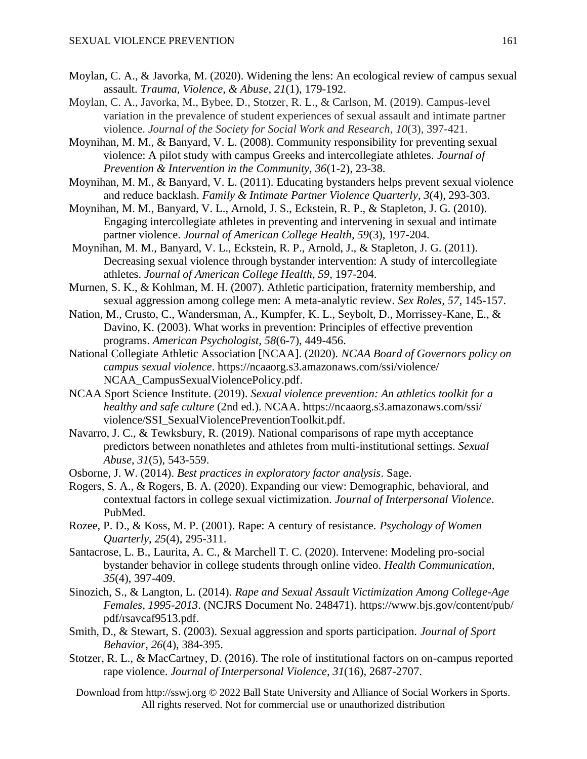Moylan, C. A., & Javorka, M. (2020). Widening the lens: An ecological review of campus sexual assault. *Trauma, Violence, & Abuse, 21*(1), 179-192.

Moylan, C. A., Javorka, M., Bybee, D., Stotzer, R. L., & Carlson, M. (2019). Campus-level variation in the prevalence of student experiences of sexual assault and intimate partner violence. *Journal of the Society for Social Work and Research*, *10*(3), 397-421.

Moynihan, M. M., & Banyard, V. L. (2008). Community responsibility for preventing sexual violence: A pilot study with campus Greeks and intercollegiate athletes. *Journal of Prevention & Intervention in the Community, 36*(1-2), 23-38.

Moynihan, M. M., & Banyard, V. L. (2011). Educating bystanders helps prevent sexual violence and reduce backlash. *Family & Intimate Partner Violence Quarterly*, *3*(4), 293-303.

Moynihan, M. M., Banyard, V. L., Arnold, J. S., Eckstein, R. P., & Stapleton, J. G. (2010). Engaging intercollegiate athletes in preventing and intervening in sexual and intimate partner violence. *Journal of American College Health, 59*(3), 197-204.

Moynihan, M. M., Banyard, V. L., Eckstein, R. P., Arnold, J., & Stapleton, J. G. (2011). Decreasing sexual violence through bystander intervention: A study of intercollegiate athletes. *Journal of American College Health*, *59*, 197-204.

Murnen, S. K., & Kohlman, M. H. (2007). Athletic participation, fraternity membership, and sexual aggression among college men: A meta-analytic review. *Sex Roles, 57*, 145-157.

Nation, M., Crusto, C., Wandersman, A., Kumpfer, K. L., Seybolt, D., Morrissey-Kane, E., & Davino, K. (2003). What works in prevention: Principles of effective prevention programs. *American Psychologist*, *58*(6-7), 449-456.

National Collegiate Athletic Association [NCAA]. (2020). *NCAA Board of Governors policy on campus sexual violence*. https://ncaaorg.s3.amazonaws.com/ssi/violence/NCAA_CampusSexualViolencePolicy.pdf.

NCAA Sport Science Institute. (2019). *Sexual violence prevention: An athletics toolkit for a healthy and safe culture* (2nd ed.). NCAA. https://ncaaorg.s3.amazonaws.com/ssi/violence/SSI_SexualViolencePreventionToolkit.pdf.

Navarro, J. C., & Tewksbury, R. (2019). National comparisons of rape myth acceptance predictors between nonathletes and athletes from multi-institutional settings. *Sexual Abuse*, *31*(5), 543-559.

Osborne, J. W. (2014). *Best practices in exploratory factor analysis*. Sage.

Rogers, S. A., & Rogers, B. A. (2020). Expanding our view: Demographic, behavioral, and contextual factors in college sexual victimization. *Journal of Interpersonal Violence*. PubMed.

Rozee, P. D., & Koss, M. P. (2001). Rape: A century of resistance. *Psychology of Women Quarterly*, *25*(4), 295-311.

Santacrose, L. B., Laurita, A. C., & Marchell T. C. (2020). Intervene: Modeling pro-social bystander behavior in college students through online video. *Health Communication, 35*(4), 397-409.

Sinozich, S., & Langton, L. (2014). *Rape and Sexual Assault Victimization Among College-Age Females, 1995-2013*. (NCJRS Document No. 248471). https://www.bjs.gov/content/pub/pdf/rsavcaf9513.pdf.

Smith, D., & Stewart, S. (2003). Sexual aggression and sports participation. *Journal of Sport Behavior*, *26*(4), 384-395.

Stotzer, R. L., & MacCartney, D. (2016). The role of institutional factors on on-campus reported rape violence. *Journal of Interpersonal Violence*, *31*(16), 2687-2707.

Download from http://sswj.org © 2022 Ball State University and Alliance of Social Workers in Sports. All rights reserved. Not for commercial use or unauthorized distribution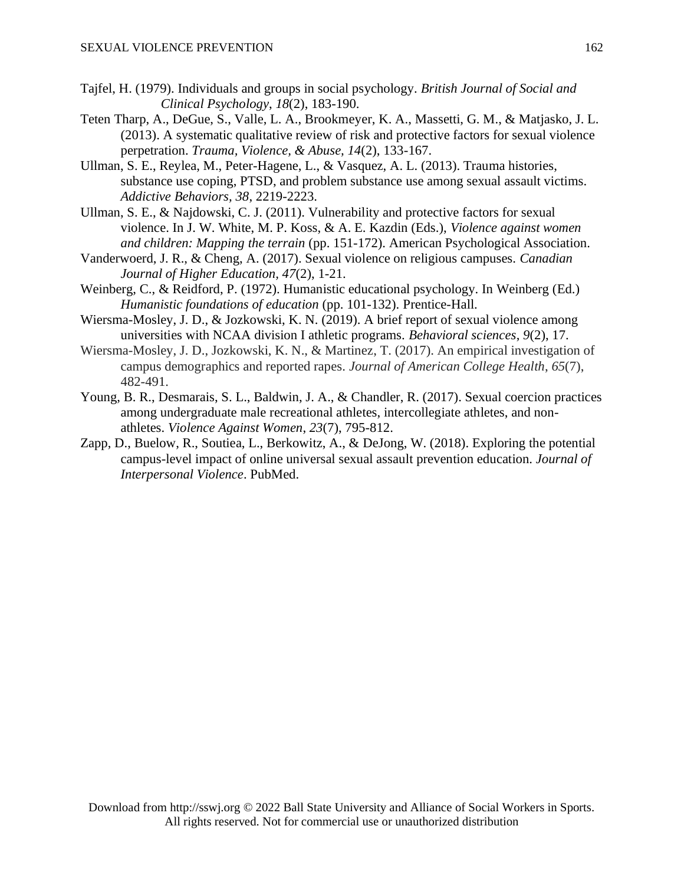Tajfel, H. (1979). Individuals and groups in social psychology. *British Journal of Social and Clinical Psychology*, *18*(2), 183-190.

Teten Tharp, A., DeGue, S., Valle, L. A., Brookmeyer, K. A., Massetti, G. M., & Matjasko, J. L. (2013). A systematic qualitative review of risk and protective factors for sexual violence perpetration. *Trauma, Violence, & Abuse, 14*(2), 133-167.

Ullman, S. E., Reylea, M., Peter-Hagene, L., & Vasquez, A. L. (2013). Trauma histories, substance use coping, PTSD, and problem substance use among sexual assault victims. *Addictive Behaviors, 38*, 2219-2223.

Ullman, S. E., & Najdowski, C. J. (2011). Vulnerability and protective factors for sexual violence. In J. W. White, M. P. Koss, & A. E. Kazdin (Eds.), *Violence against women and children: Mapping the terrain* (pp. 151-172). American Psychological Association.

Vanderwoerd, J. R., & Cheng, A. (2017). Sexual violence on religious campuses. *Canadian Journal of Higher Education, 47*(2), 1-21.

Weinberg, C., & Reidford, P. (1972). Humanistic educational psychology. In Weinberg (Ed.) *Humanistic foundations of education* (pp. 101-132). Prentice-Hall.

Wiersma-Mosley, J. D., & Jozkowski, K. N. (2019). A brief report of sexual violence among universities with NCAA division I athletic programs. *Behavioral sciences*, *9*(2), 17.

Wiersma-Mosley, J. D., Jozkowski, K. N., & Martinez, T. (2017). An empirical investigation of campus demographics and reported rapes. *Journal of American College Health*, *65*(7), 482-491.

Young, B. R., Desmarais, S. L., Baldwin, J. A., & Chandler, R. (2017). Sexual coercion practices among undergraduate male recreational athletes, intercollegiate athletes, and non-athletes. *Violence Against Women*, *23*(7), 795-812.

Zapp, D., Buelow, R., Soutiea, L., Berkowitz, A., & DeJong, W. (2018). Exploring the potential campus-level impact of online universal sexual assault prevention education. *Journal of Interpersonal Violence*. PubMed.